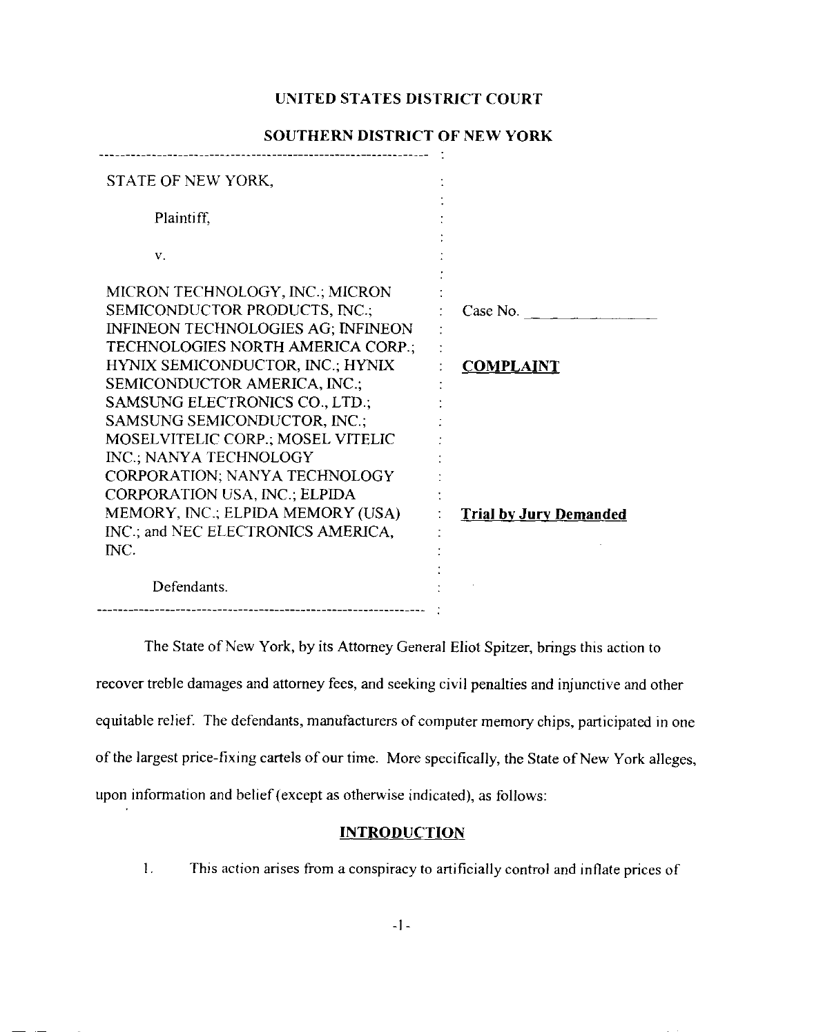# UNITED STATES DISTRICT COURT

## SOUTHERN DISTRICT OF NEW YORK

STATE OF NEW YORK,

Plaintiff,

v.

MICRON TECHNOLOGY, INC.; MICRON SEMICONDUCTOR PRODUCTS, INC.; INFINEON TECHNOLOGIES AG; INFINEON TECHNOLOGIES NORTH AMERICA CORP.; HYNIX SEMICONDUCTOR, INC.; HYNIX SEMICONDUCTOR AMERICA, INC.; SAMSUNG ELECTRONICS CO., LTD.; SAMSUNG SEMICONDUCTOR, INC.; MOSELVITELIC CORP.; MOSEL VITELIC INC.; NANYA TECHNOLOGY CORPORATION; NANYA TECHNOLOGY CORPORATION USA, INC.; ELPIDA MEMORY, INC.; ELPIDA MEMORY (USA) INC.; and NEC ELECTRONICS AMERICA, INC.

Defendants.

Case No. \_\_\_\_\_\_\_\_\_\_\_\_

**COMPLAINT**

**Trial by Jury Demanded**

The State of New York, by its Attorney General Eliot Spitzer, brings this action to recover treble damages and attorney fees, and seeking civil penalties and injunctive and other equitable relief. The defendants, manufacturers of computer memory chips, participated in one of the largest price-fixing cartels of our time. More specifically, the State of New York alleges, upon information and belief (except as otherwise indicated), as follows:

## INTRODUCTION

1. This action arises from a conspiracy to artificially control and inflate prices of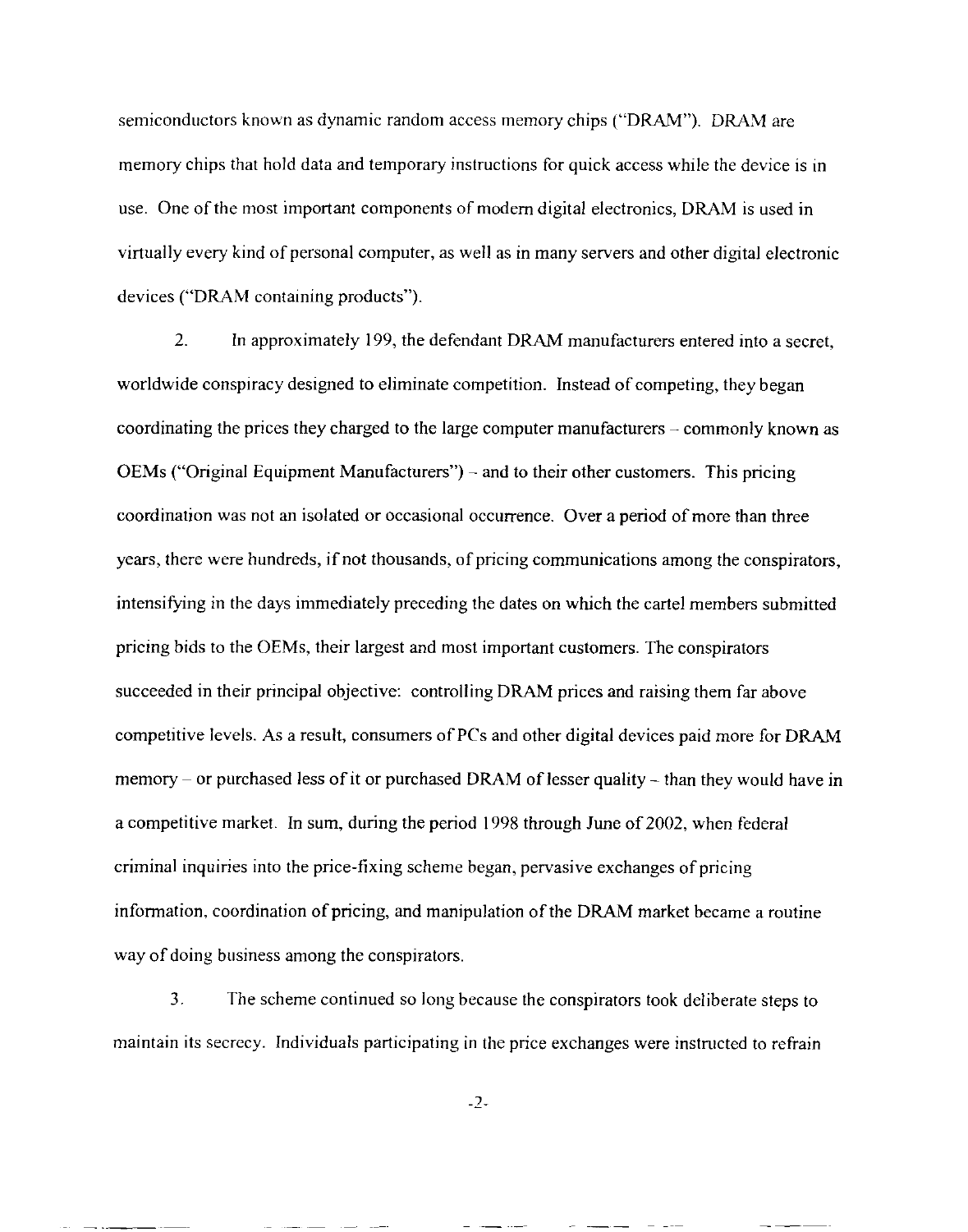semiconductors known as dynamic random access memory chips ("DRAM"). DRAM are memory chips that hold data and temporary instructions for quick access while the device is in use. One of the most important components of modern digital electronics, DRAM is used in virtually every kind of personal computer, as well as in many servers and other digital electronic devices ("DRAM containing products").

2. In approximately 199, the defendant DRAM manufacturers entered into a secret, worldwide conspiracy designed to eliminate competition. Instead of competing, they began coordinating the prices they charged to the large computer manufacturers – commonly known as OEMs ("Original Equipment Manufacturers") – and to their other customers. This pricing coordination was not an isolated or occasional occurrence. Over a period of more than three years, there were hundreds, if not thousands, of pricing communications among the conspirators, intensifying in the days immediately preceding the dates on which the cartel members submitted pricing bids to the OEMs, their largest and most important customers. The conspirators succeeded in their principal objective: controlling DRAM prices and raising them far above competitive levels. As a result, consumers of PCs and other digital devices paid more for DRAM memory – or purchased less of it or purchased DRAM of lesser quality – than they would have in a competitive market. In sum, during the period 1998 through June of 2002, when federal criminal inquiries into the price-fixing scheme began, pervasive exchanges of pricing information, coordination of pricing, and manipulation of the DRAM market became a routine way of doing business among the conspirators.

3. The scheme continued so long because the conspirators took deliberate steps to maintain its secrecy. Individuals participating in the price exchanges were instructed to refrain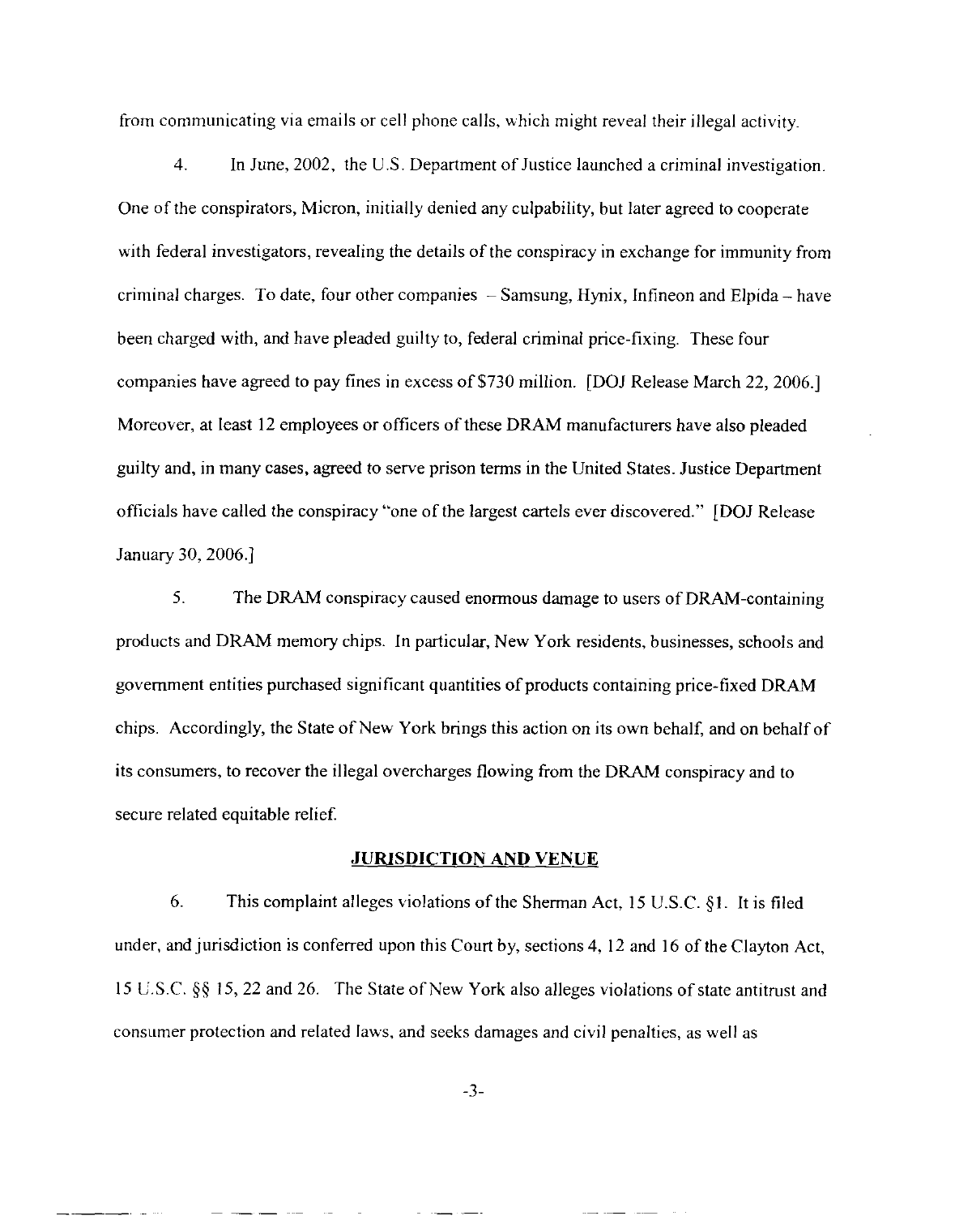from communicating via emails or cell phone calls, which might reveal their illegal activity.

4. In June, 2002, the U.S. Department of Justice launched a criminal investigation. One of the conspirators, Micron, initially denied any culpability, but later agreed to cooperate with federal investigators, revealing the details of the conspiracy in exchange for immunity from criminal charges. To date, four other companies – Samsung, Hynix, Infineon and Elpida – have been charged with, and have pleaded guilty to, federal criminal price-fixing. These four companies have agreed to pay fines in excess of $730 million. [DOJ Release March 22, 2006.] Moreover, at least 12 employees or officers of these DRAM manufacturers have also pleaded guilty and, in many cases, agreed to serve prison terms in the United States. Justice Department officials have called the conspiracy "one of the largest cartels ever discovered." [DOJ Release January 30, 2006.]

5. The DRAM conspiracy caused enormous damage to users of DRAM-containing products and DRAM memory chips. In particular, New York residents, businesses, schools and government entities purchased significant quantities of products containing price-fixed DRAM chips. Accordingly, the State of New York brings this action on its own behalf, and on behalf of its consumers, to recover the illegal overcharges flowing from the DRAM conspiracy and to secure related equitable relief.

## JURISDICTION AND VENUE

6. This complaint alleges violations of the Sherman Act, 15 U.S.C. §1. It is filed under, and jurisdiction is conferred upon this Court by, sections 4, 12 and 16 of the Clayton Act, 15 U.S.C. §§ 15, 22 and 26. The State of New York also alleges violations of state antitrust and consumer protection and related laws, and seeks damages and civil penalties, as well as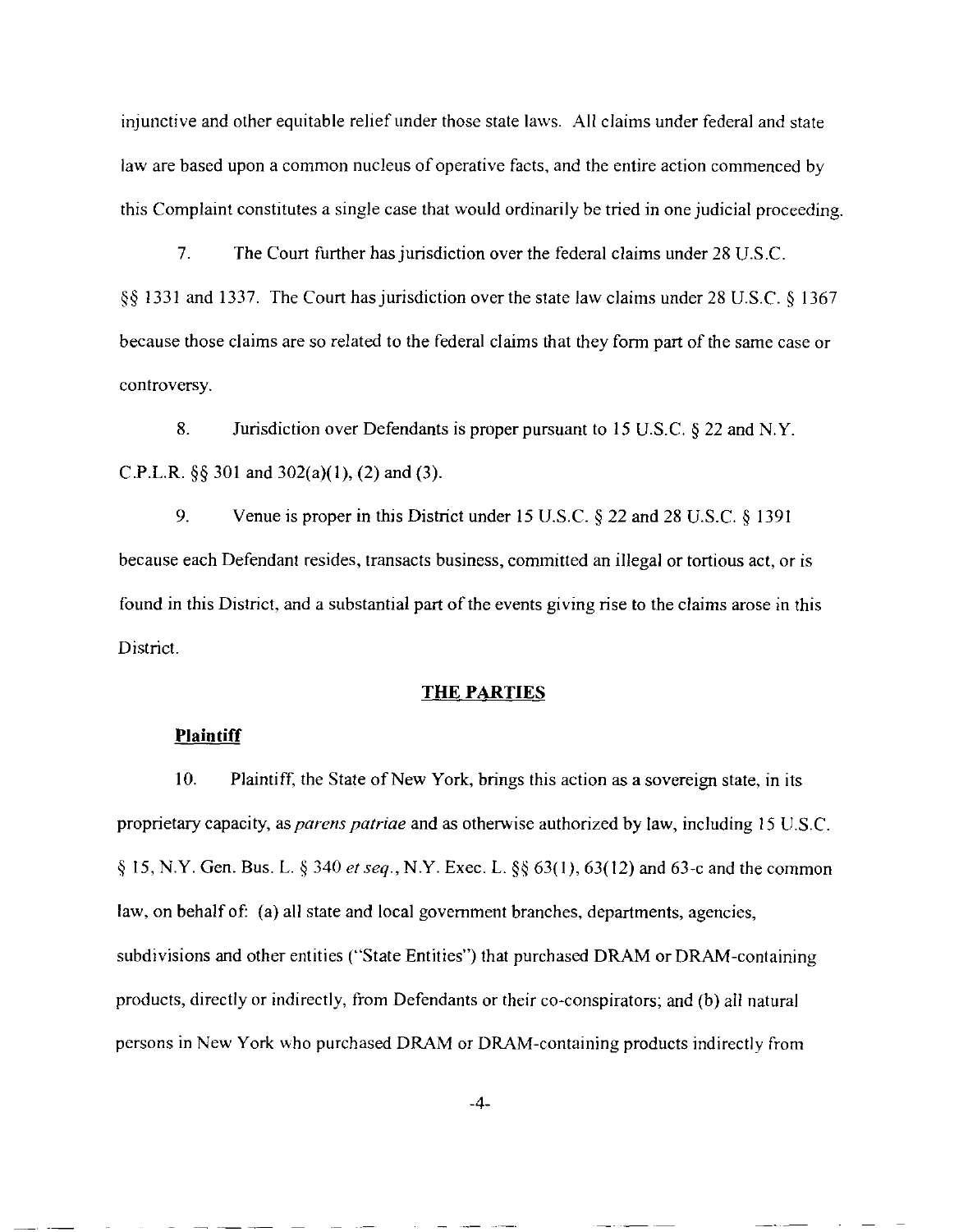injunctive and other equitable relief under those state laws. All claims under federal and state law are based upon a common nucleus of operative facts, and the entire action commenced by this Complaint constitutes a single case that would ordinarily be tried in one judicial proceeding.

7. The Court further has jurisdiction over the federal claims under 28 U.S.C. §§ 1331 and 1337. The Court has jurisdiction over the state law claims under 28 U.S.C. § 1367 because those claims are so related to the federal claims that they form part of the same case or controversy.

8. Jurisdiction over Defendants is proper pursuant to 15 U.S.C. § 22 and N.Y. C.P.L.R. §§ 301 and 302(a)(1), (2) and (3).

9. Venue is proper in this District under 15 U.S.C. § 22 and 28 U.S.C. § 1391 because each Defendant resides, transacts business, committed an illegal or tortious act, or is found in this District, and a substantial part of the events giving rise to the claims arose in this District.

## THE PARTIES

### Plaintiff

10. Plaintiff, the State of New York, brings this action as a sovereign state, in its proprietary capacity, as *parens patriae* and as otherwise authorized by law, including 15 U.S.C. § 15, N.Y. Gen. Bus. L. § 340 *et seq.*, N.Y. Exec. L. §§ 63(1), 63(12) and 63-c and the common law, on behalf of: (a) all state and local government branches, departments, agencies, subdivisions and other entities ("State Entities") that purchased DRAM or DRAM-containing products, directly or indirectly, from Defendants or their co-conspirators; and (b) all natural persons in New York who purchased DRAM or DRAM-containing products indirectly from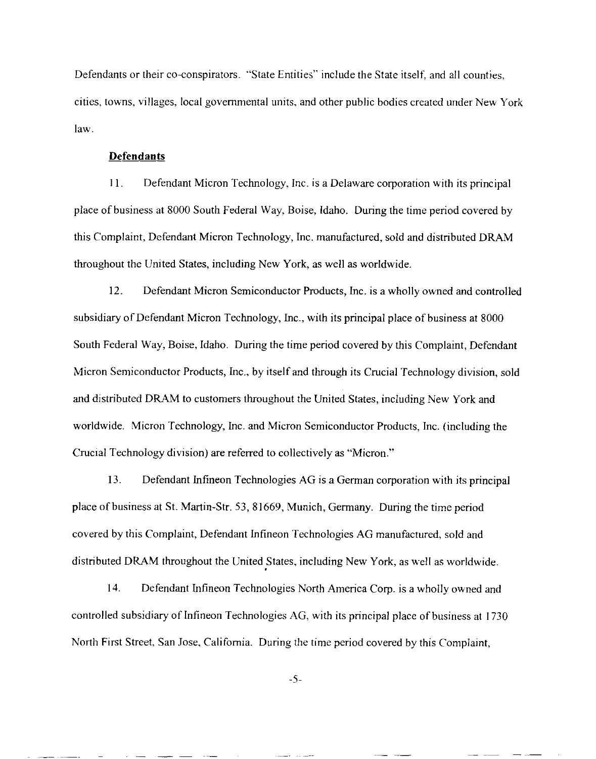Defendants or their co-conspirators. "State Entities" include the State itself, and all counties, cities, towns, villages, local governmental units, and other public bodies created under New York law.

**Defendants**

11. Defendant Micron Technology, Inc. is a Delaware corporation with its principal place of business at 8000 South Federal Way, Boise, Idaho. During the time period covered by this Complaint, Defendant Micron Technology, Inc. manufactured, sold and distributed DRAM throughout the United States, including New York, as well as worldwide.

12. Defendant Micron Semiconductor Products, Inc. is a wholly owned and controlled subsidiary of Defendant Micron Technology, Inc., with its principal place of business at 8000 South Federal Way, Boise, Idaho. During the time period covered by this Complaint, Defendant Micron Semiconductor Products, Inc., by itself and through its Crucial Technology division, sold and distributed DRAM to customers throughout the United States, including New York and worldwide. Micron Technology, Inc. and Micron Semiconductor Products, Inc. (including the Crucial Technology division) are referred to collectively as "Micron."

13. Defendant Infineon Technologies AG is a German corporation with its principal place of business at St. Martin-Str. 53, 81669, Munich, Germany. During the time period covered by this Complaint, Defendant Infineon Technologies AG manufactured, sold and distributed DRAM throughout the United States, including New York, as well as worldwide.

14. Defendant Infineon Technologies North America Corp. is a wholly owned and controlled subsidiary of Infineon Technologies AG, with its principal place of business at 1730 North First Street, San Jose, California. During the time period covered by this Complaint,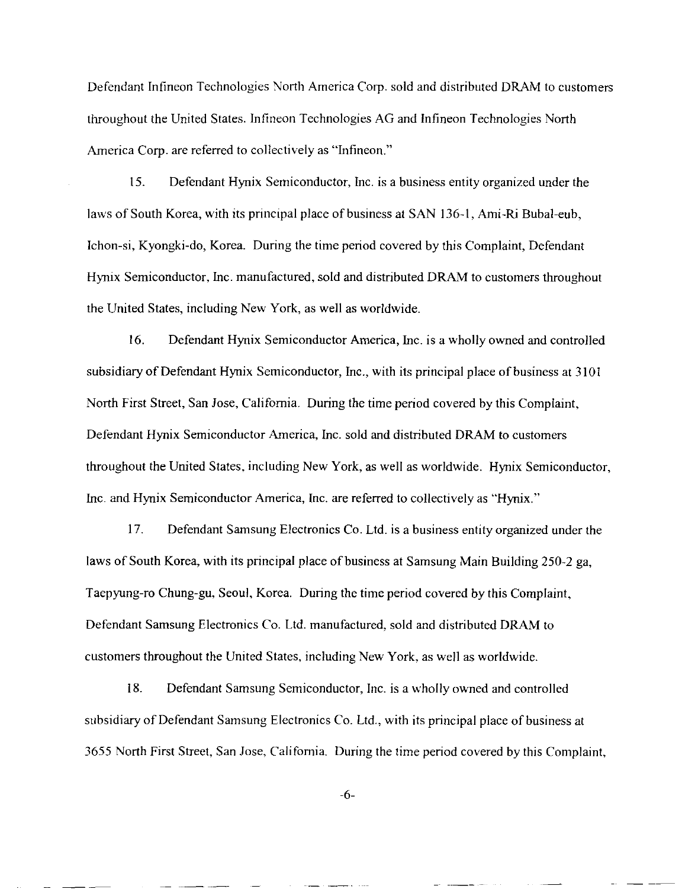Defendant Infineon Technologies North America Corp. sold and distributed DRAM to customers throughout the United States. Infineon Technologies AG and Infineon Technologies North America Corp. are referred to collectively as "Infineon."

15. Defendant Hynix Semiconductor, Inc. is a business entity organized under the laws of South Korea, with its principal place of business at SAN 136-1, Ami-Ri Bubal-eub, Ichon-si, Kyongki-do, Korea. During the time period covered by this Complaint, Defendant Hynix Semiconductor, Inc. manufactured, sold and distributed DRAM to customers throughout the United States, including New York, as well as worldwide.

16. Defendant Hynix Semiconductor America, Inc. is a wholly owned and controlled subsidiary of Defendant Hynix Semiconductor, Inc., with its principal place of business at 3101 North First Street, San Jose, California. During the time period covered by this Complaint, Defendant Hynix Semiconductor America, Inc. sold and distributed DRAM to customers throughout the United States, including New York, as well as worldwide. Hynix Semiconductor, Inc. and Hynix Semiconductor America, Inc. are referred to collectively as "Hynix."

17. Defendant Samsung Electronics Co. Ltd. is a business entity organized under the laws of South Korea, with its principal place of business at Samsung Main Building 250-2 ga, Taepyung-ro Chung-gu, Seoul, Korea. During the time period covered by this Complaint, Defendant Samsung Electronics Co. Ltd. manufactured, sold and distributed DRAM to customers throughout the United States, including New York, as well as worldwide.

18. Defendant Samsung Semiconductor, Inc. is a wholly owned and controlled subsidiary of Defendant Samsung Electronics Co. Ltd., with its principal place of business at 3655 North First Street, San Jose, California. During the time period covered by this Complaint,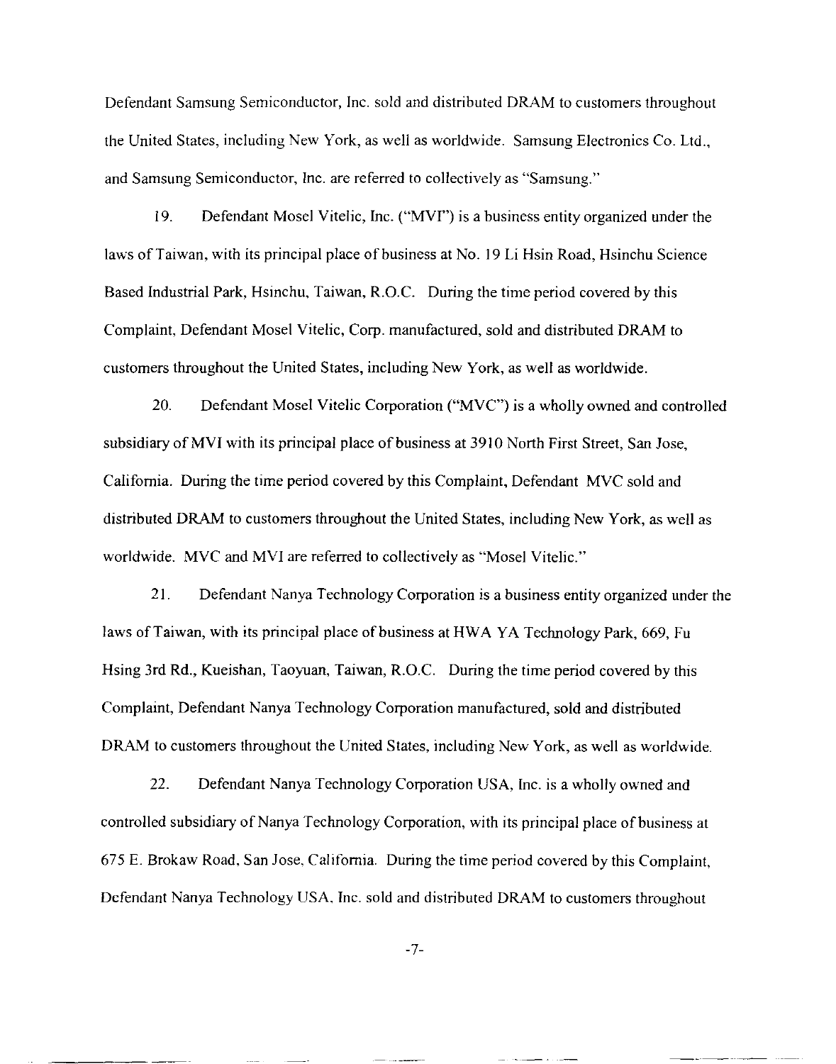Defendant Samsung Semiconductor, Inc. sold and distributed DRAM to customers throughout the United States, including New York, as well as worldwide. Samsung Electronics Co. Ltd., and Samsung Semiconductor, Inc. are referred to collectively as "Samsung."

19. Defendant Mosel Vitelic, Inc. ("MVI") is a business entity organized under the laws of Taiwan, with its principal place of business at No. 19 Li Hsin Road, Hsinchu Science Based Industrial Park, Hsinchu, Taiwan, R.O.C. During the time period covered by this Complaint, Defendant Mosel Vitelic, Corp. manufactured, sold and distributed DRAM to customers throughout the United States, including New York, as well as worldwide.

20. Defendant Mosel Vitelic Corporation ("MVC") is a wholly owned and controlled subsidiary of MVI with its principal place of business at 3910 North First Street, San Jose, California. During the time period covered by this Complaint, Defendant MVC sold and distributed DRAM to customers throughout the United States, including New York, as well as worldwide. MVC and MVI are referred to collectively as "Mosel Vitelic."

21. Defendant Nanya Technology Corporation is a business entity organized under the laws of Taiwan, with its principal place of business at HWA YA Technology Park, 669, Fu Hsing 3rd Rd., Kueishan, Taoyuan, Taiwan, R.O.C. During the time period covered by this Complaint, Defendant Nanya Technology Corporation manufactured, sold and distributed DRAM to customers throughout the United States, including New York, as well as worldwide.

22. Defendant Nanya Technology Corporation USA, Inc. is a wholly owned and controlled subsidiary of Nanya Technology Corporation, with its principal place of business at 675 E. Brokaw Road, San Jose, California. During the time period covered by this Complaint, Defendant Nanya Technology USA, Inc. sold and distributed DRAM to customers throughout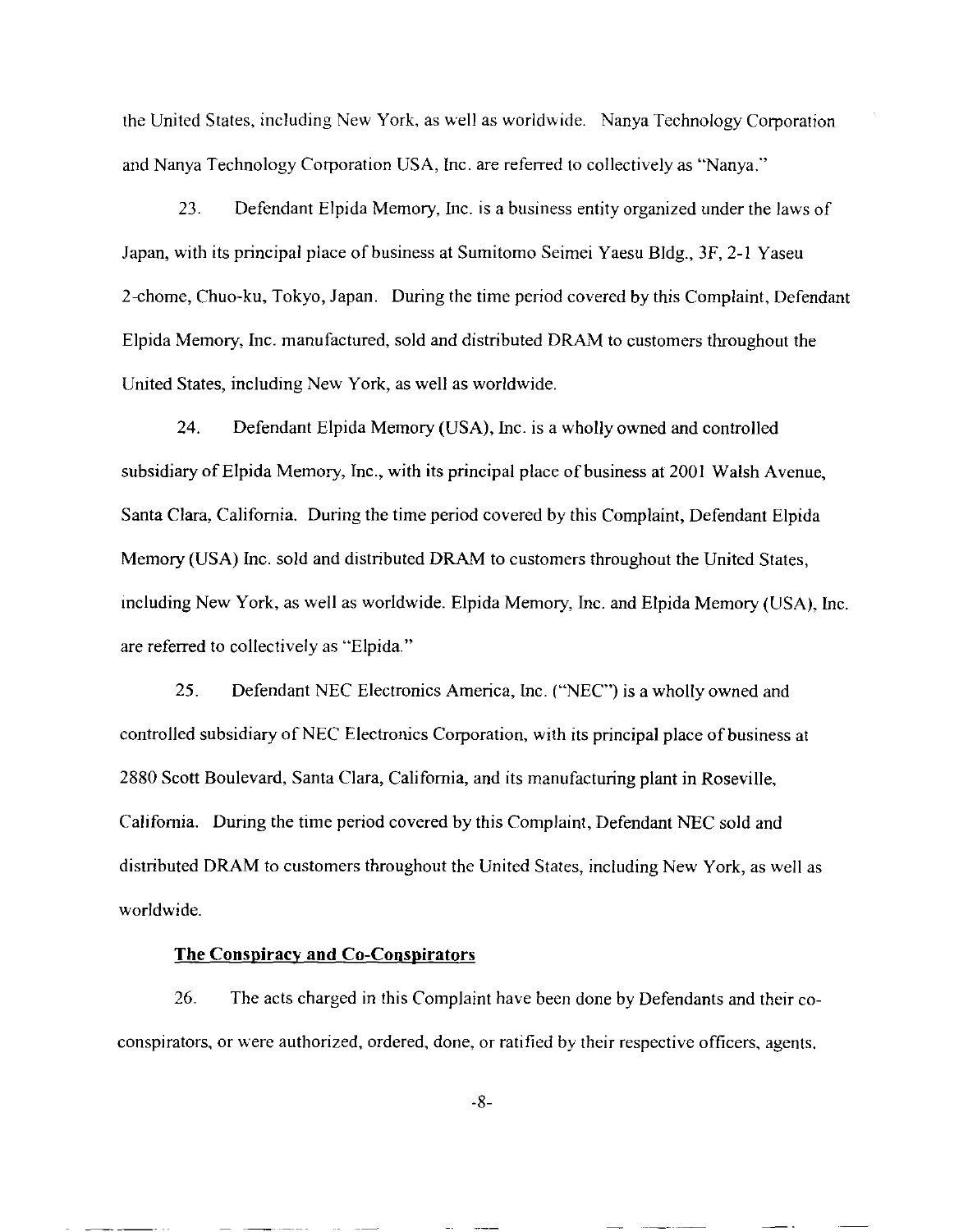the United States, including New York, as well as worldwide. Nanya Technology Corporation and Nanya Technology Corporation USA, Inc. are referred to collectively as "Nanya."

23. Defendant Elpida Memory, Inc. is a business entity organized under the laws of Japan, with its principal place of business at Sumitomo Seimei Yaesu Bldg., 3F, 2-1 Yaseu 2-chome, Chuo-ku, Tokyo, Japan. During the time period covered by this Complaint, Defendant Elpida Memory, Inc. manufactured, sold and distributed DRAM to customers throughout the United States, including New York, as well as worldwide.

24. Defendant Elpida Memory (USA), Inc. is a wholly owned and controlled subsidiary of Elpida Memory, Inc., with its principal place of business at 2001 Walsh Avenue, Santa Clara, California. During the time period covered by this Complaint, Defendant Elpida Memory (USA) Inc. sold and distributed DRAM to customers throughout the United States, including New York, as well as worldwide. Elpida Memory, Inc. and Elpida Memory (USA), Inc. are referred to collectively as "Elpida."

25. Defendant NEC Electronics America, Inc. ("NEC") is a wholly owned and controlled subsidiary of NEC Electronics Corporation, with its principal place of business at 2880 Scott Boulevard, Santa Clara, California, and its manufacturing plant in Roseville, California. During the time period covered by this Complaint, Defendant NEC sold and distributed DRAM to customers throughout the United States, including New York, as well as worldwide.

**The Conspiracy and Co-Conspirators**

26. The acts charged in this Complaint have been done by Defendants and their co-conspirators, or were authorized, ordered, done, or ratified by their respective officers, agents,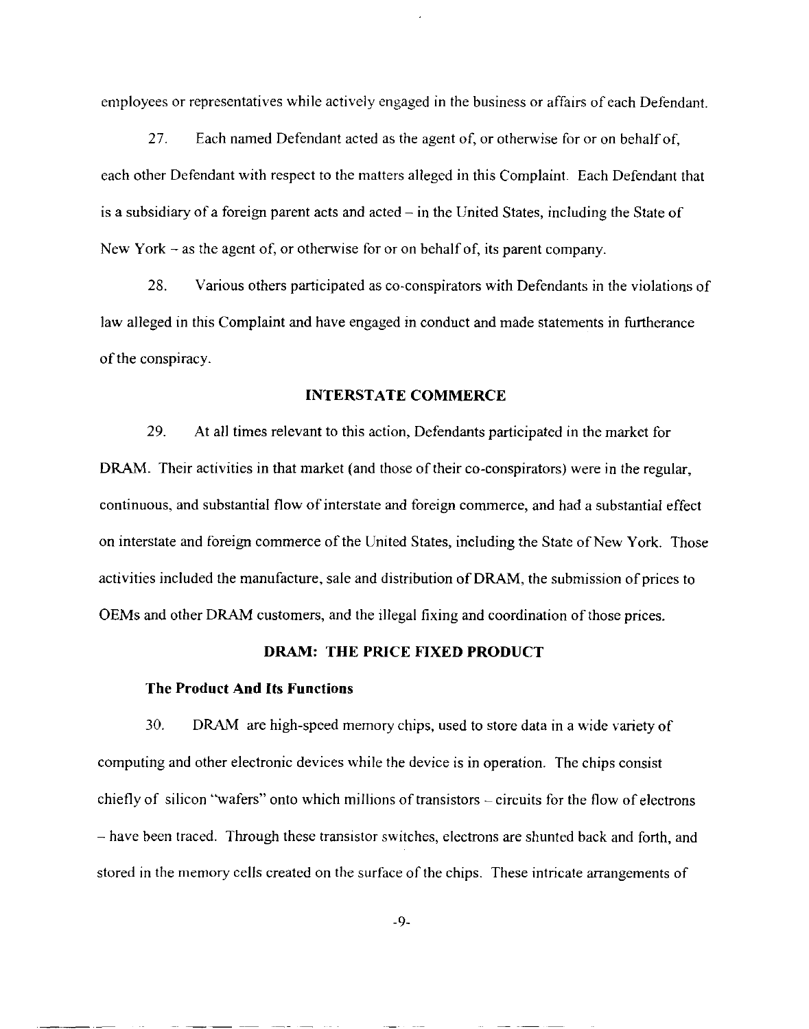employees or representatives while actively engaged in the business or affairs of each Defendant.

27. Each named Defendant acted as the agent of, or otherwise for or on behalf of, each other Defendant with respect to the matters alleged in this Complaint. Each Defendant that is a subsidiary of a foreign parent acts and acted – in the United States, including the State of New York – as the agent of, or otherwise for or on behalf of, its parent company.

28. Various others participated as co-conspirators with Defendants in the violations of law alleged in this Complaint and have engaged in conduct and made statements in furtherance of the conspiracy.

## INTERSTATE COMMERCE

29. At all times relevant to this action, Defendants participated in the market for DRAM. Their activities in that market (and those of their co-conspirators) were in the regular, continuous, and substantial flow of interstate and foreign commerce, and had a substantial effect on interstate and foreign commerce of the United States, including the State of New York. Those activities included the manufacture, sale and distribution of DRAM, the submission of prices to OEMs and other DRAM customers, and the illegal fixing and coordination of those prices.

## DRAM: THE PRICE FIXED PRODUCT

### The Product And Its Functions

30. DRAM are high-speed memory chips, used to store data in a wide variety of computing and other electronic devices while the device is in operation. The chips consist chiefly of silicon "wafers" onto which millions of transistors – circuits for the flow of electrons – have been traced. Through these transistor switches, electrons are shunted back and forth, and stored in the memory cells created on the surface of the chips. These intricate arrangements of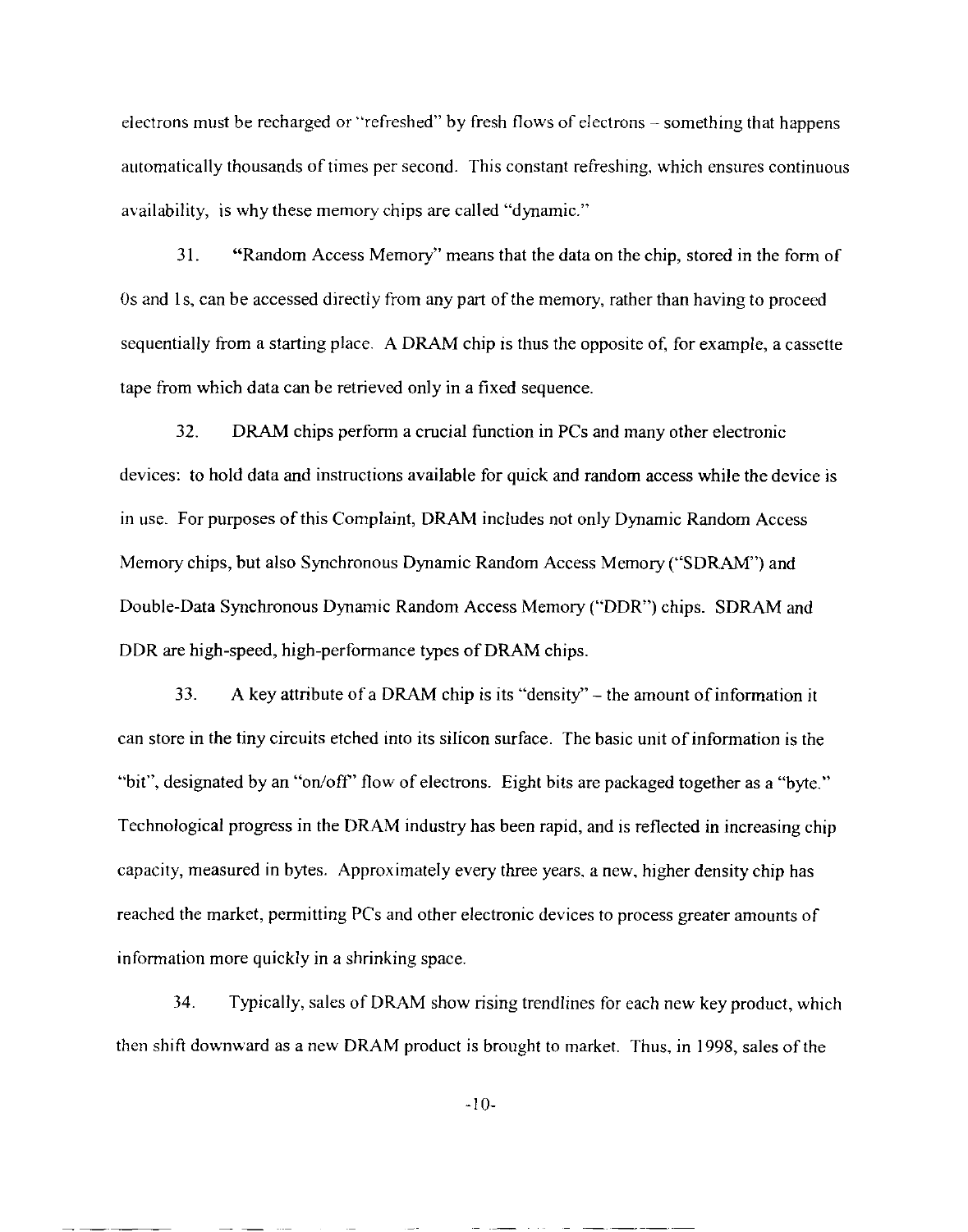electrons must be recharged or "refreshed" by fresh flows of electrons – something that happens automatically thousands of times per second. This constant refreshing, which ensures continuous availability, is why these memory chips are called "dynamic."

31. "Random Access Memory" means that the data on the chip, stored in the form of 0s and 1s, can be accessed directly from any part of the memory, rather than having to proceed sequentially from a starting place. A DRAM chip is thus the opposite of, for example, a cassette tape from which data can be retrieved only in a fixed sequence.

32. DRAM chips perform a crucial function in PCs and many other electronic devices: to hold data and instructions available for quick and random access while the device is in use. For purposes of this Complaint, DRAM includes not only Dynamic Random Access Memory chips, but also Synchronous Dynamic Random Access Memory ("SDRAM") and Double-Data Synchronous Dynamic Random Access Memory ("DDR") chips. SDRAM and DDR are high-speed, high-performance types of DRAM chips.

33. A key attribute of a DRAM chip is its "density" – the amount of information it can store in the tiny circuits etched into its silicon surface. The basic unit of information is the "bit", designated by an "on/off" flow of electrons. Eight bits are packaged together as a "byte." Technological progress in the DRAM industry has been rapid, and is reflected in increasing chip capacity, measured in bytes. Approximately every three years, a new, higher density chip has reached the market, permitting PCs and other electronic devices to process greater amounts of information more quickly in a shrinking space.

34. Typically, sales of DRAM show rising trendlines for each new key product, which then shift downward as a new DRAM product is brought to market. Thus, in 1998, sales of the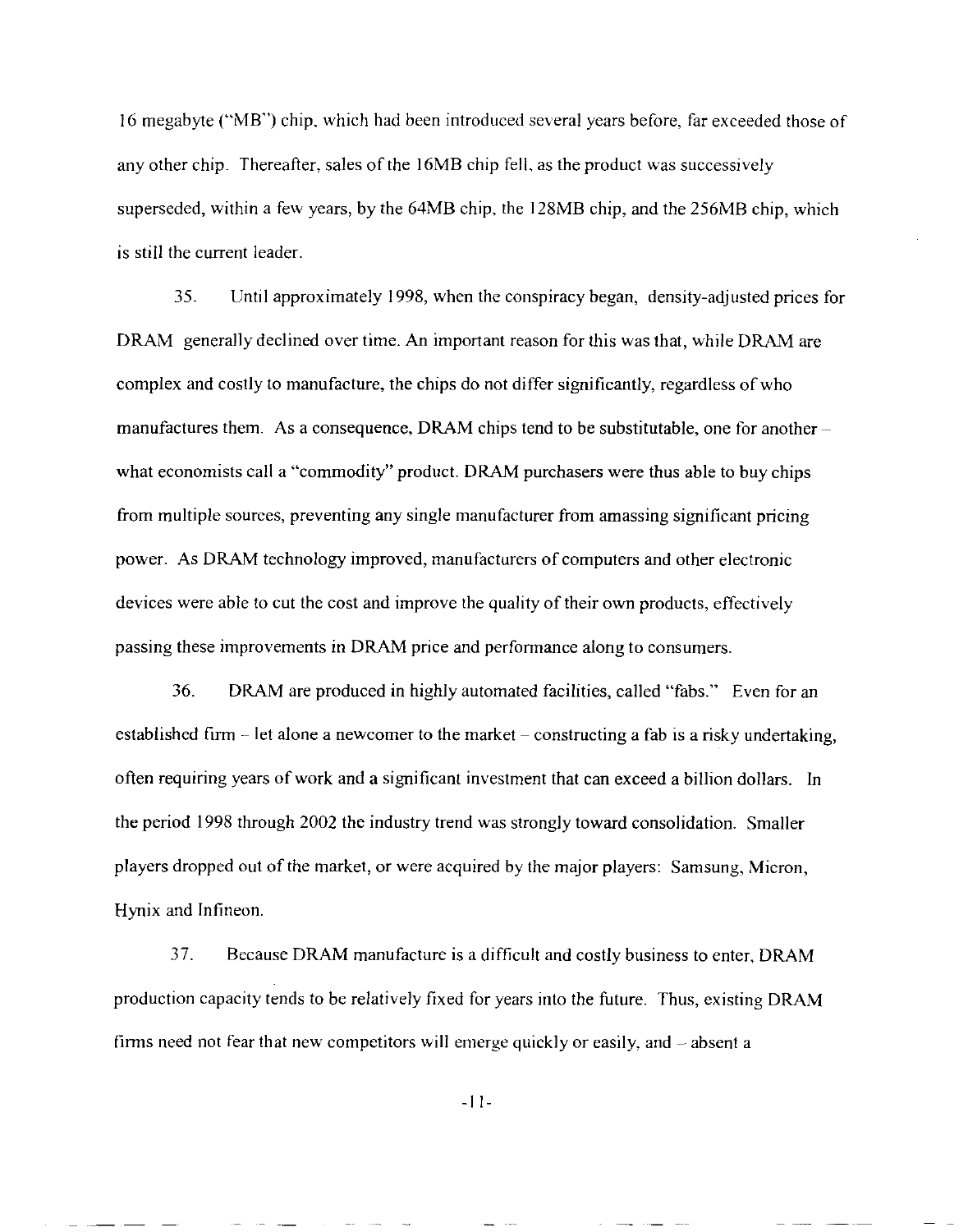16 megabyte ("MB") chip, which had been introduced several years before, far exceeded those of any other chip. Thereafter, sales of the 16MB chip fell, as the product was successively superseded, within a few years, by the 64MB chip, the 128MB chip, and the 256MB chip, which is still the current leader.

35. Until approximately 1998, when the conspiracy began, density-adjusted prices for DRAM generally declined over time. An important reason for this was that, while DRAM are complex and costly to manufacture, the chips do not differ significantly, regardless of who manufactures them. As a consequence, DRAM chips tend to be substitutable, one for another – what economists call a "commodity" product. DRAM purchasers were thus able to buy chips from multiple sources, preventing any single manufacturer from amassing significant pricing power. As DRAM technology improved, manufacturers of computers and other electronic devices were able to cut the cost and improve the quality of their own products, effectively passing these improvements in DRAM price and performance along to consumers.

36. DRAM are produced in highly automated facilities, called "fabs." Even for an established firm – let alone a newcomer to the market – constructing a fab is a risky undertaking, often requiring years of work and a significant investment that can exceed a billion dollars. In the period 1998 through 2002 the industry trend was strongly toward consolidation. Smaller players dropped out of the market, or were acquired by the major players: Samsung, Micron, Hynix and Infineon.

37. Because DRAM manufacture is a difficult and costly business to enter, DRAM production capacity tends to be relatively fixed for years into the future. Thus, existing DRAM firms need not fear that new competitors will emerge quickly or easily, and – absent a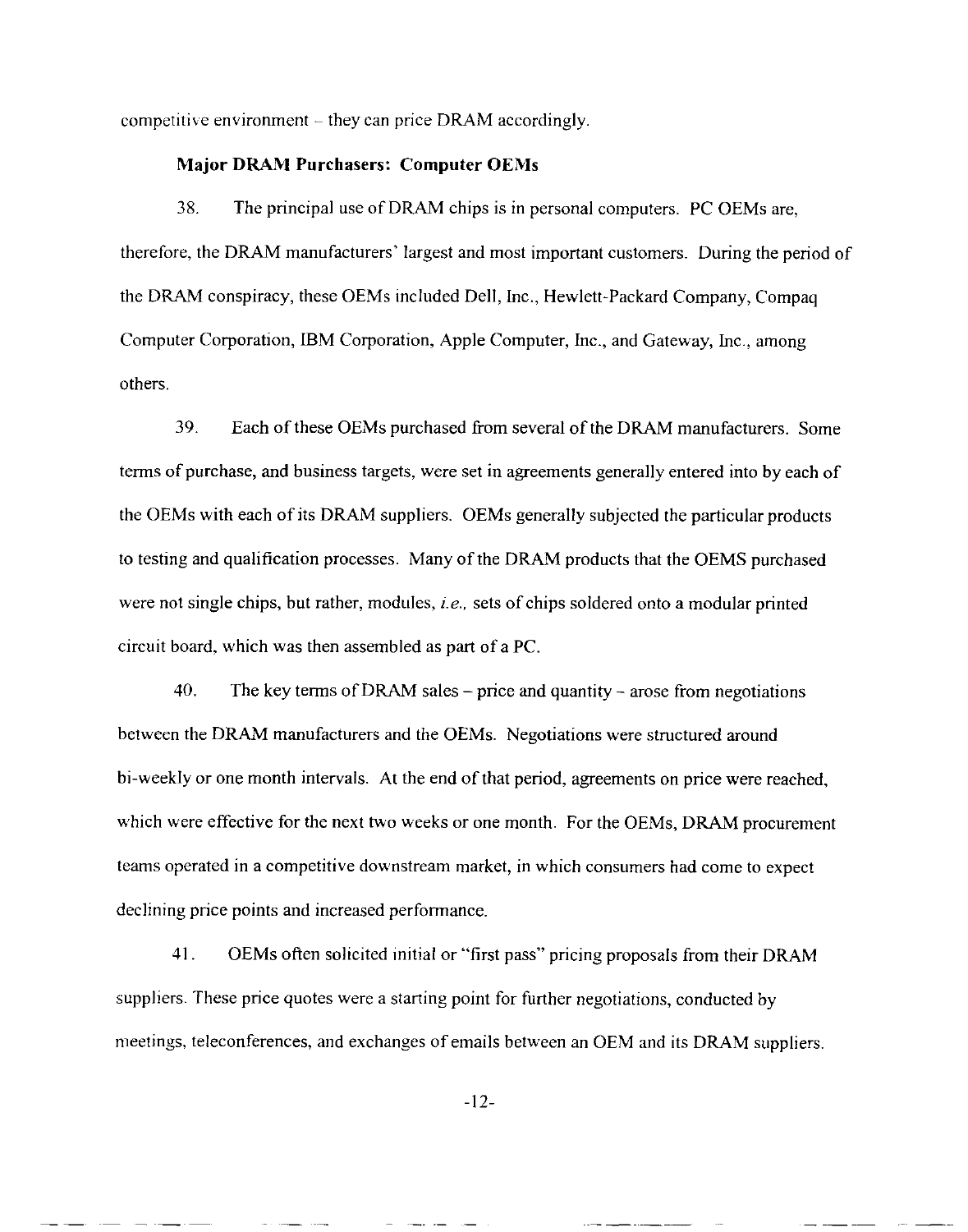competitive environment – they can price DRAM accordingly.

**Major DRAM Purchasers: Computer OEMs**

38. The principal use of DRAM chips is in personal computers. PC OEMs are, therefore, the DRAM manufacturers' largest and most important customers. During the period of the DRAM conspiracy, these OEMs included Dell, Inc., Hewlett-Packard Company, Compaq Computer Corporation, IBM Corporation, Apple Computer, Inc., and Gateway, Inc., among others.

39. Each of these OEMs purchased from several of the DRAM manufacturers. Some terms of purchase, and business targets, were set in agreements generally entered into by each of the OEMs with each of its DRAM suppliers. OEMs generally subjected the particular products to testing and qualification processes. Many of the DRAM products that the OEMS purchased were not single chips, but rather, modules, *i.e.,* sets of chips soldered onto a modular printed circuit board, which was then assembled as part of a PC.

40. The key terms of DRAM sales – price and quantity – arose from negotiations between the DRAM manufacturers and the OEMs. Negotiations were structured around bi-weekly or one month intervals. At the end of that period, agreements on price were reached, which were effective for the next two weeks or one month. For the OEMs, DRAM procurement teams operated in a competitive downstream market, in which consumers had come to expect declining price points and increased performance.

41. OEMs often solicited initial or "first pass" pricing proposals from their DRAM suppliers. These price quotes were a starting point for further negotiations, conducted by meetings, teleconferences, and exchanges of emails between an OEM and its DRAM suppliers.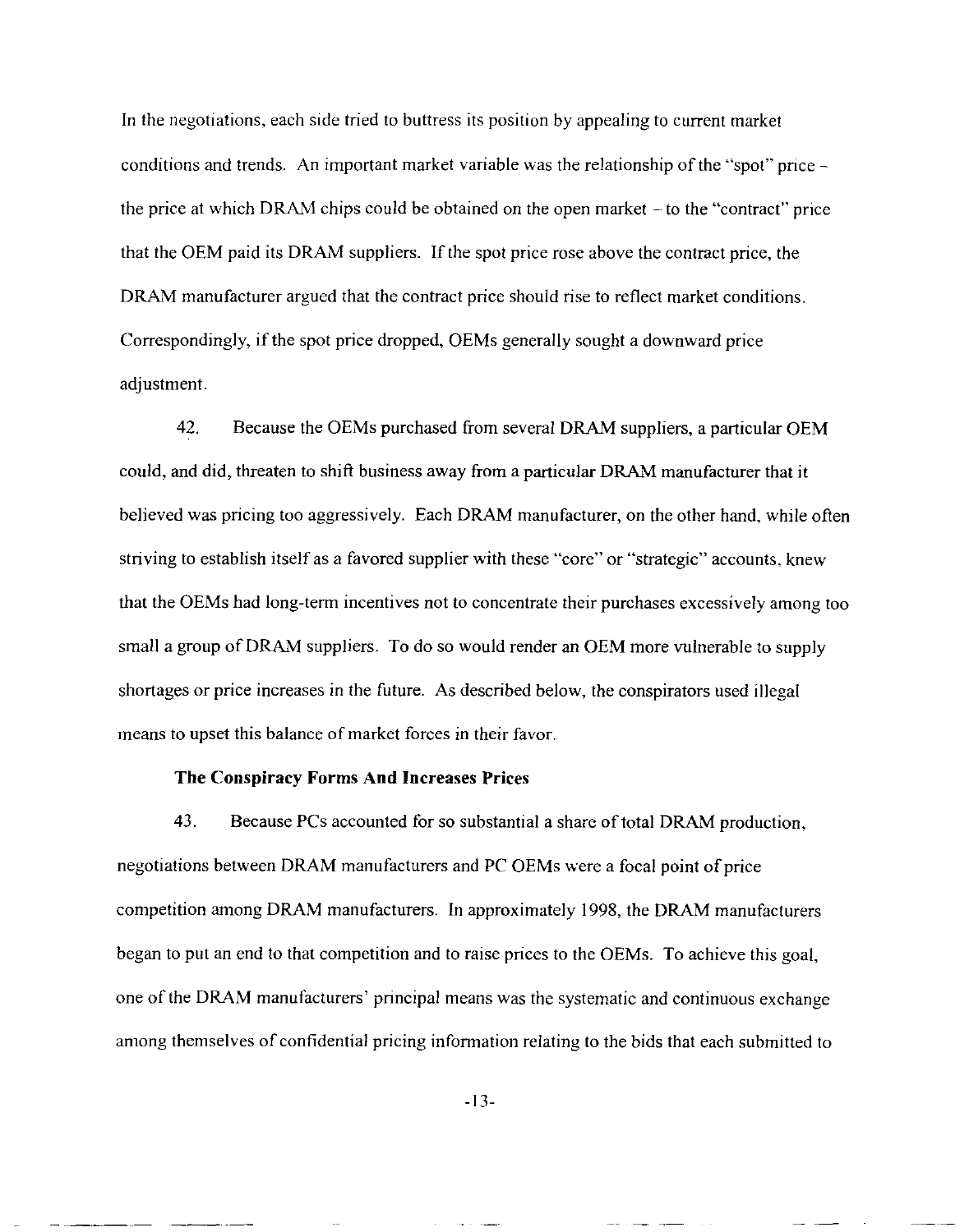In the negotiations, each side tried to buttress its position by appealing to current market conditions and trends. An important market variable was the relationship of the "spot" price – the price at which DRAM chips could be obtained on the open market – to the "contract" price that the OEM paid its DRAM suppliers. If the spot price rose above the contract price, the DRAM manufacturer argued that the contract price should rise to reflect market conditions. Correspondingly, if the spot price dropped, OEMs generally sought a downward price adjustment.

42. Because the OEMs purchased from several DRAM suppliers, a particular OEM could, and did, threaten to shift business away from a particular DRAM manufacturer that it believed was pricing too aggressively. Each DRAM manufacturer, on the other hand, while often striving to establish itself as a favored supplier with these "core" or "strategic" accounts, knew that the OEMs had long-term incentives not to concentrate their purchases excessively among too small a group of DRAM suppliers. To do so would render an OEM more vulnerable to supply shortages or price increases in the future. As described below, the conspirators used illegal means to upset this balance of market forces in their favor.

**The Conspiracy Forms And Increases Prices**

43. Because PCs accounted for so substantial a share of total DRAM production, negotiations between DRAM manufacturers and PC OEMs were a focal point of price competition among DRAM manufacturers. In approximately 1998, the DRAM manufacturers began to put an end to that competition and to raise prices to the OEMs. To achieve this goal, one of the DRAM manufacturers' principal means was the systematic and continuous exchange among themselves of confidential pricing information relating to the bids that each submitted to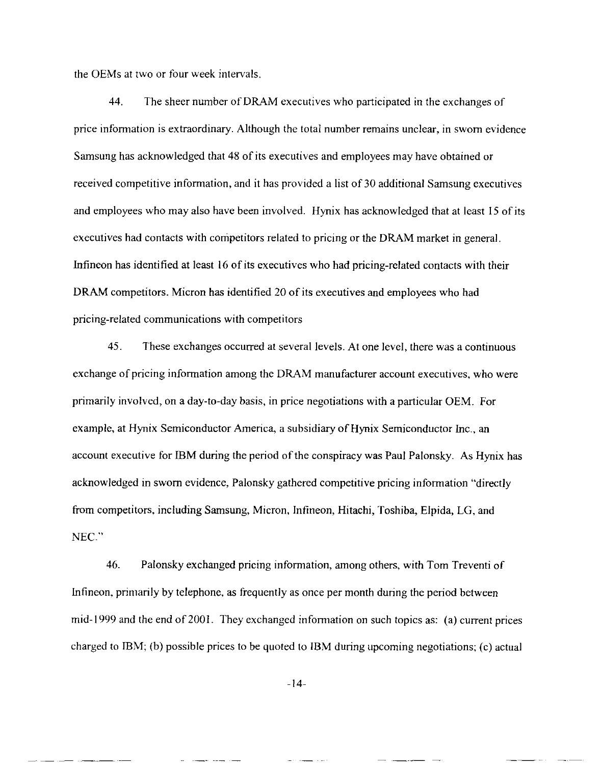the OEMs at two or four week intervals.

44. The sheer number of DRAM executives who participated in the exchanges of price information is extraordinary. Although the total number remains unclear, in sworn evidence Samsung has acknowledged that 48 of its executives and employees may have obtained or received competitive information, and it has provided a list of 30 additional Samsung executives and employees who may also have been involved. Hynix has acknowledged that at least 15 of its executives had contacts with competitors related to pricing or the DRAM market in general. Infineon has identified at least 16 of its executives who had pricing-related contacts with their DRAM competitors. Micron has identified 20 of its executives and employees who had pricing-related communications with competitors

45. These exchanges occurred at several levels. At one level, there was a continuous exchange of pricing information among the DRAM manufacturer account executives, who were primarily involved, on a day-to-day basis, in price negotiations with a particular OEM. For example, at Hynix Semiconductor America, a subsidiary of Hynix Semiconductor Inc., an account executive for IBM during the period of the conspiracy was Paul Palonsky. As Hynix has acknowledged in sworn evidence, Palonsky gathered competitive pricing information "directly from competitors, including Samsung, Micron, Infineon, Hitachi, Toshiba, Elpida, LG, and NEC."

46. Palonsky exchanged pricing information, among others, with Tom Treventi of Infineon, primarily by telephone, as frequently as once per month during the period between mid-1999 and the end of 2001. They exchanged information on such topics as: (a) current prices charged to IBM; (b) possible prices to be quoted to IBM during upcoming negotiations; (c) actual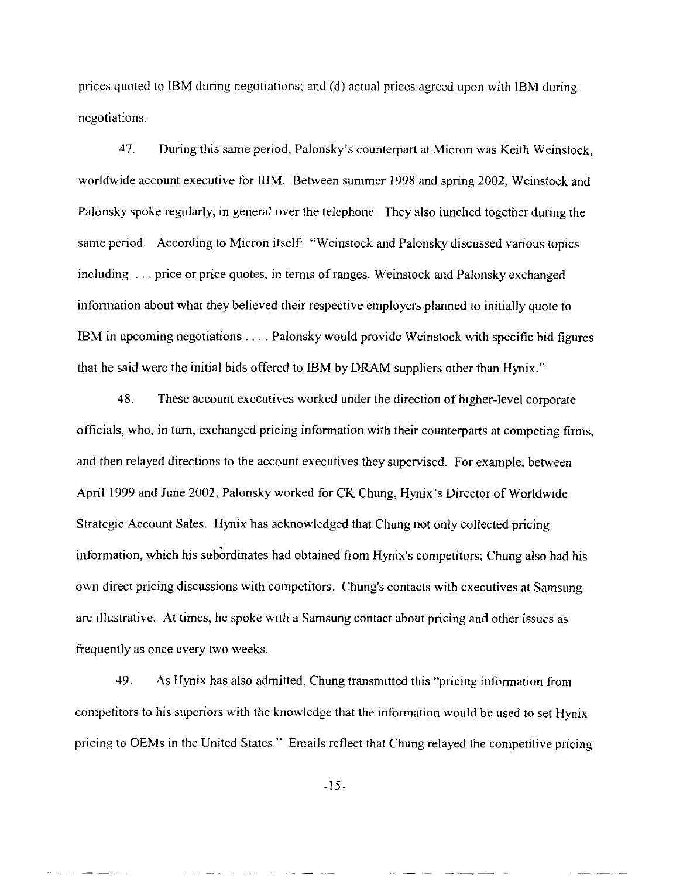prices quoted to IBM during negotiations; and (d) actual prices agreed upon with IBM during negotiations.

47. During this same period, Palonsky's counterpart at Micron was Keith Weinstock, worldwide account executive for IBM. Between summer 1998 and spring 2002, Weinstock and Palonsky spoke regularly, in general over the telephone. They also lunched together during the same period. According to Micron itself: "Weinstock and Palonsky discussed various topics including . . . price or price quotes, in terms of ranges. Weinstock and Palonsky exchanged information about what they believed their respective employers planned to initially quote to IBM in upcoming negotiations . . . . Palonsky would provide Weinstock with specific bid figures that he said were the initial bids offered to IBM by DRAM suppliers other than Hynix."

48. These account executives worked under the direction of higher-level corporate officials, who, in turn, exchanged pricing information with their counterparts at competing firms, and then relayed directions to the account executives they supervised. For example, between April 1999 and June 2002, Palonsky worked for CK Chung, Hynix's Director of Worldwide Strategic Account Sales. Hynix has acknowledged that Chung not only collected pricing information, which his subordinates had obtained from Hynix's competitors; Chung also had his own direct pricing discussions with competitors. Chung's contacts with executives at Samsung are illustrative. At times, he spoke with a Samsung contact about pricing and other issues as frequently as once every two weeks.

49. As Hynix has also admitted, Chung transmitted this "pricing information from competitors to his superiors with the knowledge that the information would be used to set Hynix pricing to OEMs in the United States." Emails reflect that Chung relayed the competitive pricing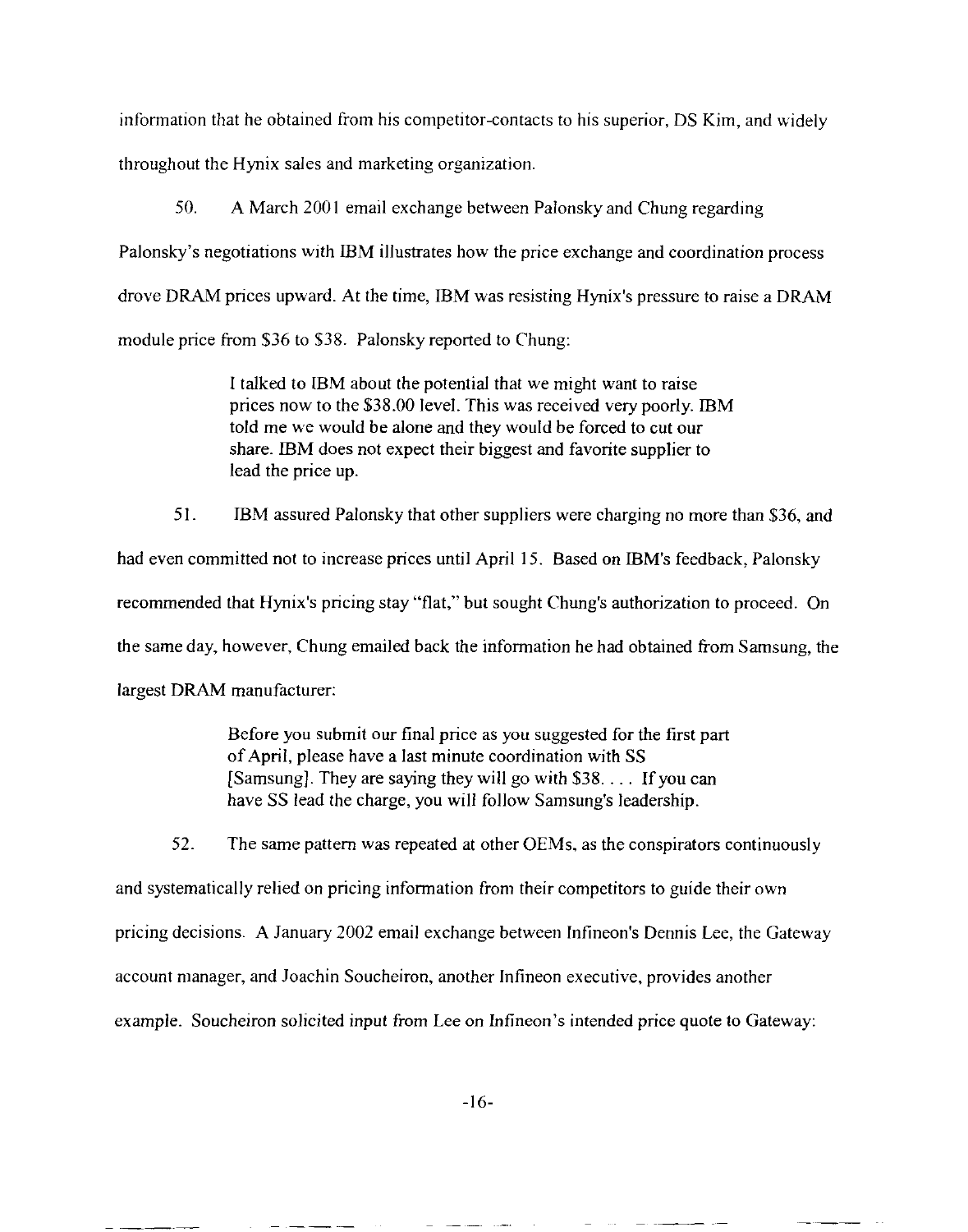information that he obtained from his competitor-contacts to his superior, DS Kim, and widely throughout the Hynix sales and marketing organization.

50. A March 2001 email exchange between Palonsky and Chung regarding Palonsky's negotiations with IBM illustrates how the price exchange and coordination process drove DRAM prices upward. At the time, IBM was resisting Hynix's pressure to raise a DRAM module price from $36 to $38. Palonsky reported to Chung:

> I talked to IBM about the potential that we might want to raise prices now to the $38.00 level. This was received very poorly. IBM told me we would be alone and they would be forced to cut our share. IBM does not expect their biggest and favorite supplier to lead the price up.

51. IBM assured Palonsky that other suppliers were charging no more than $36, and had even committed not to increase prices until April 15. Based on IBM's feedback, Palonsky recommended that Hynix's pricing stay "flat," but sought Chung's authorization to proceed. On the same day, however, Chung emailed back the information he had obtained from Samsung, the largest DRAM manufacturer:

> Before you submit our final price as you suggested for the first part of April, please have a last minute coordination with SS [Samsung]. They are saying they will go with $38. . . . If you can have SS lead the charge, you will follow Samsung's leadership.

52. The same pattern was repeated at other OEMs, as the conspirators continuously and systematically relied on pricing information from their competitors to guide their own pricing decisions. A January 2002 email exchange between Infineon's Dennis Lee, the Gateway account manager, and Joachin Soucheiron, another Infineon executive, provides another example. Soucheiron solicited input from Lee on Infineon's intended price quote to Gateway: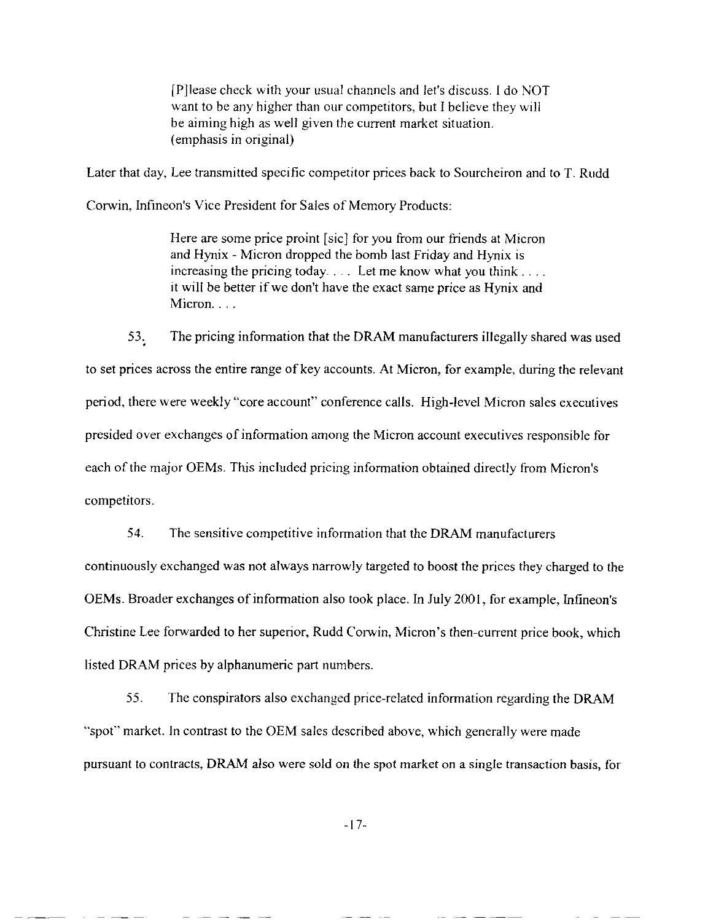> [P]lease check with your usual channels and let's discuss. I do NOT want to be any higher than our competitors, but I believe they will be aiming high as well given the current market situation. (emphasis in original)

Later that day, Lee transmitted specific competitor prices back to Sourcheiron and to T. Rudd Corwin, Infineon's Vice President for Sales of Memory Products:

> Here are some price proint [sic] for you from our friends at Micron and Hynix - Micron dropped the bomb last Friday and Hynix is increasing the pricing today. . . . Let me know what you think . . . . it will be better if we don't have the exact same price as Hynix and Micron. . . .

53. The pricing information that the DRAM manufacturers illegally shared was used to set prices across the entire range of key accounts. At Micron, for example, during the relevant period, there were weekly "core account" conference calls. High-level Micron sales executives presided over exchanges of information among the Micron account executives responsible for each of the major OEMs. This included pricing information obtained directly from Micron's competitors.

54. The sensitive competitive information that the DRAM manufacturers continuously exchanged was not always narrowly targeted to boost the prices they charged to the OEMs. Broader exchanges of information also took place. In July 2001, for example, Infineon's Christine Lee forwarded to her superior, Rudd Corwin, Micron's then-current price book, which listed DRAM prices by alphanumeric part numbers.

55. The conspirators also exchanged price-related information regarding the DRAM "spot" market. In contrast to the OEM sales described above, which generally were made pursuant to contracts, DRAM also were sold on the spot market on a single transaction basis, for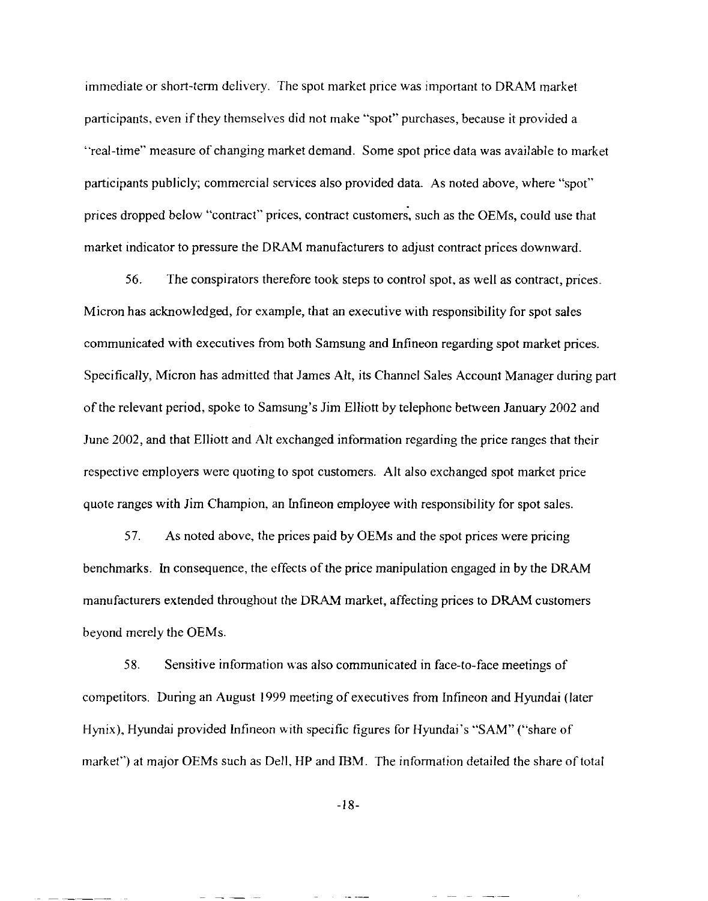immediate or short-term delivery. The spot market price was important to DRAM market participants, even if they themselves did not make "spot" purchases, because it provided a "real-time" measure of changing market demand. Some spot price data was available to market participants publicly; commercial services also provided data. As noted above, where "spot" prices dropped below "contract" prices, contract customers, such as the OEMs, could use that market indicator to pressure the DRAM manufacturers to adjust contract prices downward.

56. The conspirators therefore took steps to control spot, as well as contract, prices. Micron has acknowledged, for example, that an executive with responsibility for spot sales communicated with executives from both Samsung and Infineon regarding spot market prices. Specifically, Micron has admitted that James Alt, its Channel Sales Account Manager during part of the relevant period, spoke to Samsung's Jim Elliott by telephone between January 2002 and June 2002, and that Elliott and Alt exchanged information regarding the price ranges that their respective employers were quoting to spot customers. Alt also exchanged spot market price quote ranges with Jim Champion, an Infineon employee with responsibility for spot sales.

57. As noted above, the prices paid by OEMs and the spot prices were pricing benchmarks. In consequence, the effects of the price manipulation engaged in by the DRAM manufacturers extended throughout the DRAM market, affecting prices to DRAM customers beyond merely the OEMs.

58. Sensitive information was also communicated in face-to-face meetings of competitors. During an August 1999 meeting of executives from Infineon and Hyundai (later Hynix), Hyundai provided Infineon with specific figures for Hyundai's "SAM" ("share of market") at major OEMs such as Dell, HP and IBM. The information detailed the share of total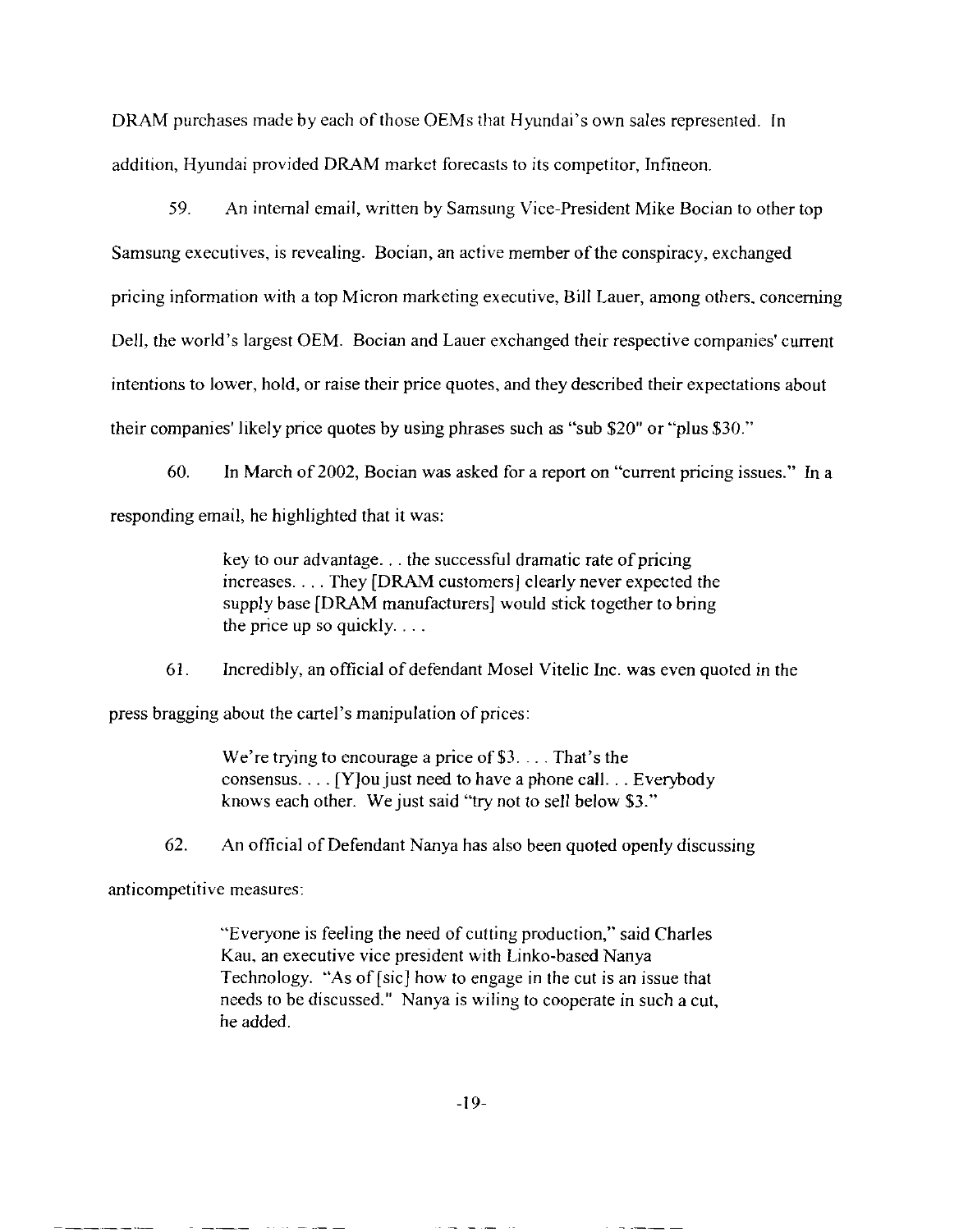DRAM purchases made by each of those OEMs that Hyundai's own sales represented. In addition, Hyundai provided DRAM market forecasts to its competitor, Infineon.

59. An internal email, written by Samsung Vice-President Mike Bocian to other top Samsung executives, is revealing. Bocian, an active member of the conspiracy, exchanged pricing information with a top Micron marketing executive, Bill Lauer, among others, concerning Dell, the world's largest OEM. Bocian and Lauer exchanged their respective companies' current intentions to lower, hold, or raise their price quotes, and they described their expectations about their companies' likely price quotes by using phrases such as "sub $20" or "plus $30."

60. In March of 2002, Bocian was asked for a report on "current pricing issues." In a responding email, he highlighted that it was:

> key to our advantage. . . the successful dramatic rate of pricing increases. . . . They [DRAM customers] clearly never expected the supply base [DRAM manufacturers] would stick together to bring the price up so quickly. . . .

61. Incredibly, an official of defendant Mosel Vitelic Inc. was even quoted in the press bragging about the cartel's manipulation of prices:

> We're trying to encourage a price of $3. . . . That's the consensus. . . . [Y]ou just need to have a phone call. . . Everybody knows each other. We just said "try not to sell below $3."

62. An official of Defendant Nanya has also been quoted openly discussing anticompetitive measures:

> "Everyone is feeling the need of cutting production," said Charles Kau, an executive vice president with Linko-based Nanya Technology. "As of [sic] how to engage in the cut is an issue that needs to be discussed." Nanya is wiling to cooperate in such a cut, he added.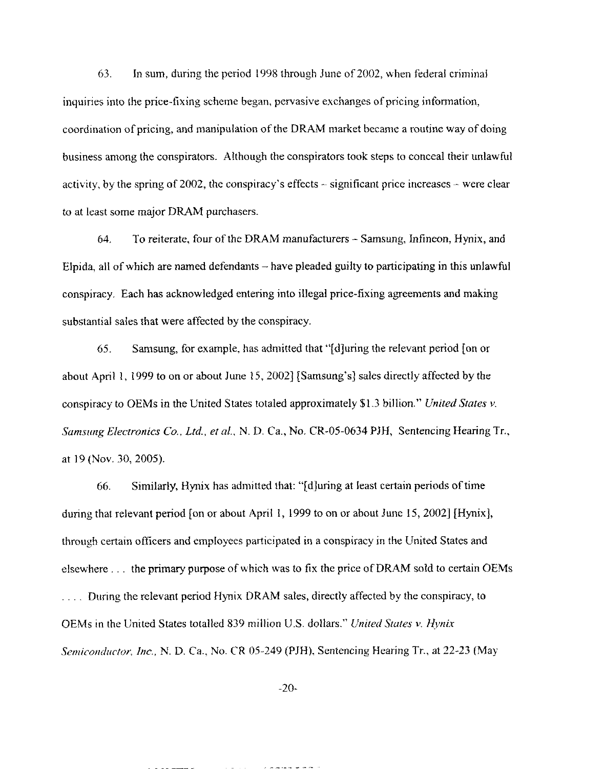63. In sum, during the period 1998 through June of 2002, when federal criminal inquiries into the price-fixing scheme began, pervasive exchanges of pricing information, coordination of pricing, and manipulation of the DRAM market became a routine way of doing business among the conspirators. Although the conspirators took steps to conceal their unlawful activity, by the spring of 2002, the conspiracy's effects – significant price increases – were clear to at least some major DRAM purchasers.

64. To reiterate, four of the DRAM manufacturers – Samsung, Infineon, Hynix, and Elpida, all of which are named defendants – have pleaded guilty to participating in this unlawful conspiracy. Each has acknowledged entering into illegal price-fixing agreements and making substantial sales that were affected by the conspiracy.

65. Samsung, for example, has admitted that "[d]uring the relevant period [on or about April 1, 1999 to on or about June 15, 2002] [Samsung's] sales directly affected by the conspiracy to OEMs in the United States totaled approximately $1.3 billion." *United States v. Samsung Electronics Co., Ltd., et al.*, N. D. Ca., No. CR-05-0634 PJH, Sentencing Hearing Tr., at 19 (Nov. 30, 2005).

66. Similarly, Hynix has admitted that: "[d]uring at least certain periods of time during that relevant period [on or about April 1, 1999 to on or about June 15, 2002] [Hynix], through certain officers and employees participated in a conspiracy in the United States and elsewhere . . . the primary purpose of which was to fix the price of DRAM sold to certain OEMs . . . . During the relevant period Hynix DRAM sales, directly affected by the conspiracy, to OEMs in the United States totalled 839 million U.S. dollars." *United States v. Hynix Semiconductor, Inc.*, N. D. Ca., No. CR 05-249 (PJH), Sentencing Hearing Tr., at 22-23 (May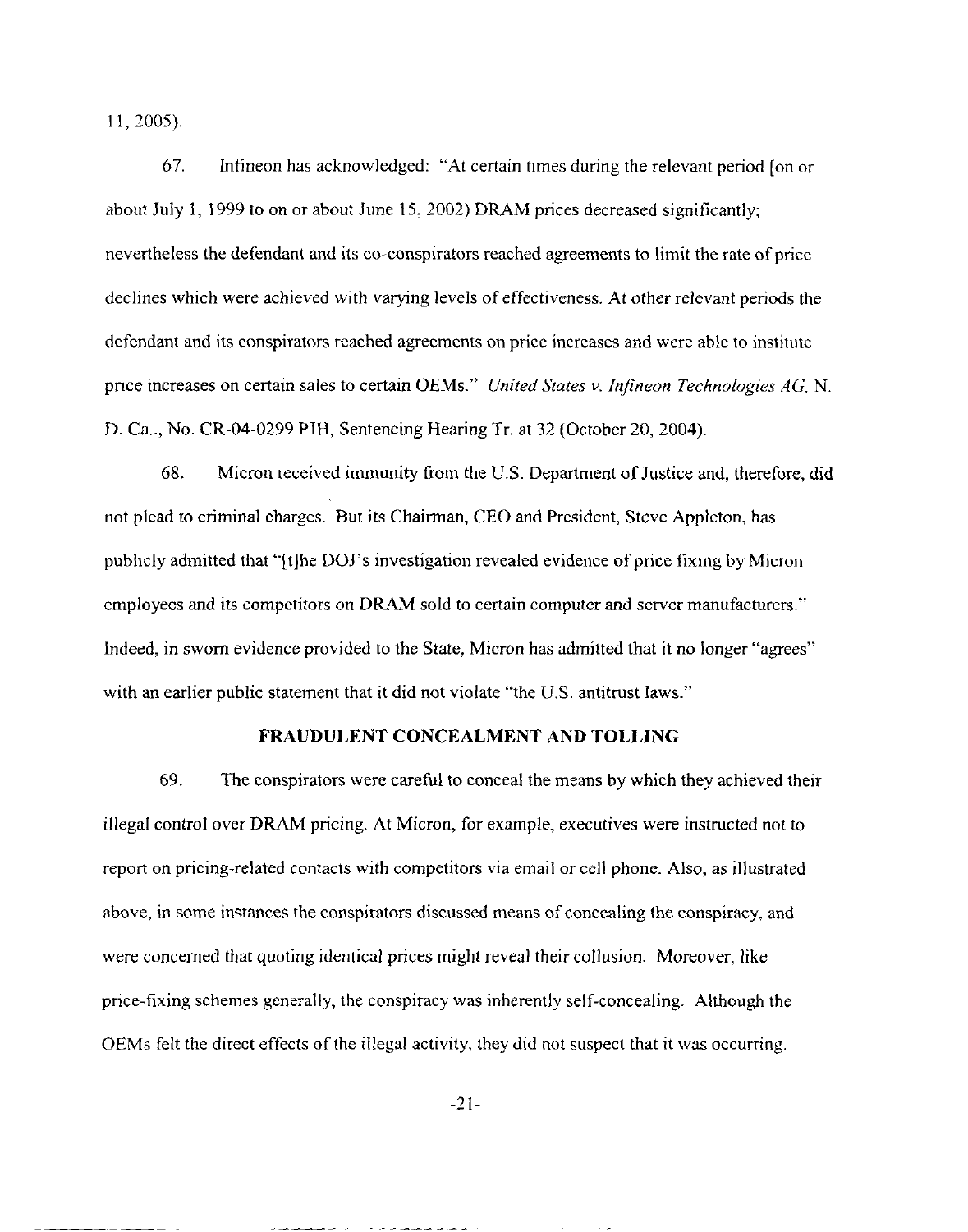11, 2005).

67. Infineon has acknowledged: "At certain times during the relevant period [on or about July 1, 1999 to on or about June 15, 2002) DRAM prices decreased significantly; nevertheless the defendant and its co-conspirators reached agreements to limit the rate of price declines which were achieved with varying levels of effectiveness. At other relevant periods the defendant and its conspirators reached agreements on price increases and were able to institute price increases on certain sales to certain OEMs." *United States v. Infineon Technologies AG*, N. D. Ca.., No. CR-04-0299 PJH, Sentencing Hearing Tr. at 32 (October 20, 2004).

68. Micron received immunity from the U.S. Department of Justice and, therefore, did not plead to criminal charges. But its Chairman, CEO and President, Steve Appleton, has publicly admitted that "[t]he DOJ's investigation revealed evidence of price fixing by Micron employees and its competitors on DRAM sold to certain computer and server manufacturers." Indeed, in sworn evidence provided to the State, Micron has admitted that it no longer "agrees" with an earlier public statement that it did not violate "the U.S. antitrust laws."

## FRAUDULENT CONCEALMENT AND TOLLING

69. The conspirators were careful to conceal the means by which they achieved their illegal control over DRAM pricing. At Micron, for example, executives were instructed not to report on pricing-related contacts with competitors via email or cell phone. Also, as illustrated above, in some instances the conspirators discussed means of concealing the conspiracy, and were concerned that quoting identical prices might reveal their collusion. Moreover, like price-fixing schemes generally, the conspiracy was inherently self-concealing. Although the OEMs felt the direct effects of the illegal activity, they did not suspect that it was occurring.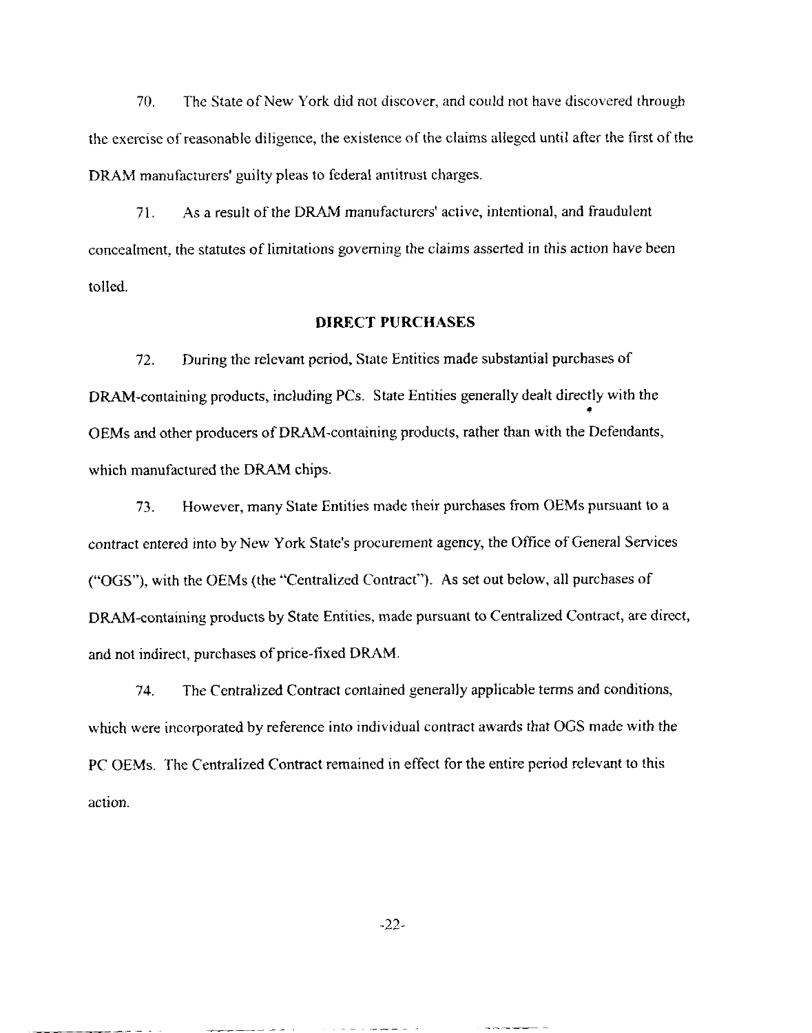70. The State of New York did not discover, and could not have discovered through the exercise of reasonable diligence, the existence of the claims alleged until after the first of the DRAM manufacturers' guilty pleas to federal antitrust charges.

71. As a result of the DRAM manufacturers' active, intentional, and fraudulent concealment, the statutes of limitations governing the claims asserted in this action have been tolled.

## DIRECT PURCHASES

72. During the relevant period, State Entities made substantial purchases of DRAM-containing products, including PCs. State Entities generally dealt directly with the OEMs and other producers of DRAM-containing products, rather than with the Defendants, which manufactured the DRAM chips.

73. However, many State Entities made their purchases from OEMs pursuant to a contract entered into by New York State's procurement agency, the Office of General Services ("OGS"), with the OEMs (the "Centralized Contract"). As set out below, all purchases of DRAM-containing products by State Entities, made pursuant to Centralized Contract, are direct, and not indirect, purchases of price-fixed DRAM.

74. The Centralized Contract contained generally applicable terms and conditions, which were incorporated by reference into individual contract awards that OGS made with the PC OEMs. The Centralized Contract remained in effect for the entire period relevant to this action.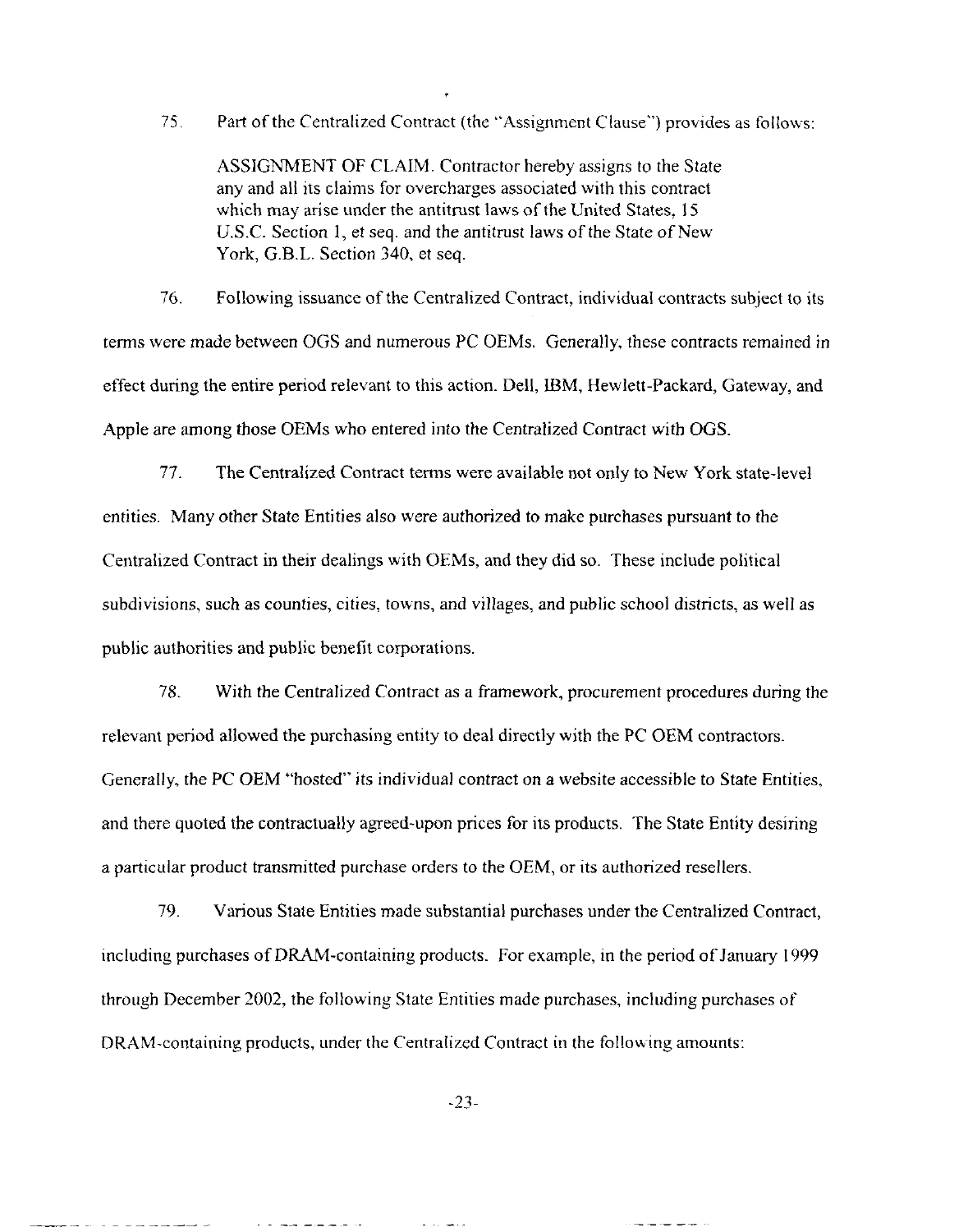75. Part of the Centralized Contract (the "Assignment Clause") provides as follows:

> ASSIGNMENT OF CLAIM. Contractor hereby assigns to the State any and all its claims for overcharges associated with this contract which may arise under the antitrust laws of the United States, 15 U.S.C. Section 1, et seq. and the antitrust laws of the State of New York, G.B.L. Section 340, et seq.

76. Following issuance of the Centralized Contract, individual contracts subject to its terms were made between OGS and numerous PC OEMs. Generally, these contracts remained in effect during the entire period relevant to this action. Dell, IBM, Hewlett-Packard, Gateway, and Apple are among those OEMs who entered into the Centralized Contract with OGS.

77. The Centralized Contract terms were available not only to New York state-level entities. Many other State Entities also were authorized to make purchases pursuant to the Centralized Contract in their dealings with OEMs, and they did so. These include political subdivisions, such as counties, cities, towns, and villages, and public school districts, as well as public authorities and public benefit corporations.

78. With the Centralized Contract as a framework, procurement procedures during the relevant period allowed the purchasing entity to deal directly with the PC OEM contractors. Generally, the PC OEM "hosted" its individual contract on a website accessible to State Entities, and there quoted the contractually agreed-upon prices for its products. The State Entity desiring a particular product transmitted purchase orders to the OEM, or its authorized resellers.

79. Various State Entities made substantial purchases under the Centralized Contract, including purchases of DRAM-containing products. For example, in the period of January 1999 through December 2002, the following State Entities made purchases, including purchases of DRAM-containing products, under the Centralized Contract in the following amounts: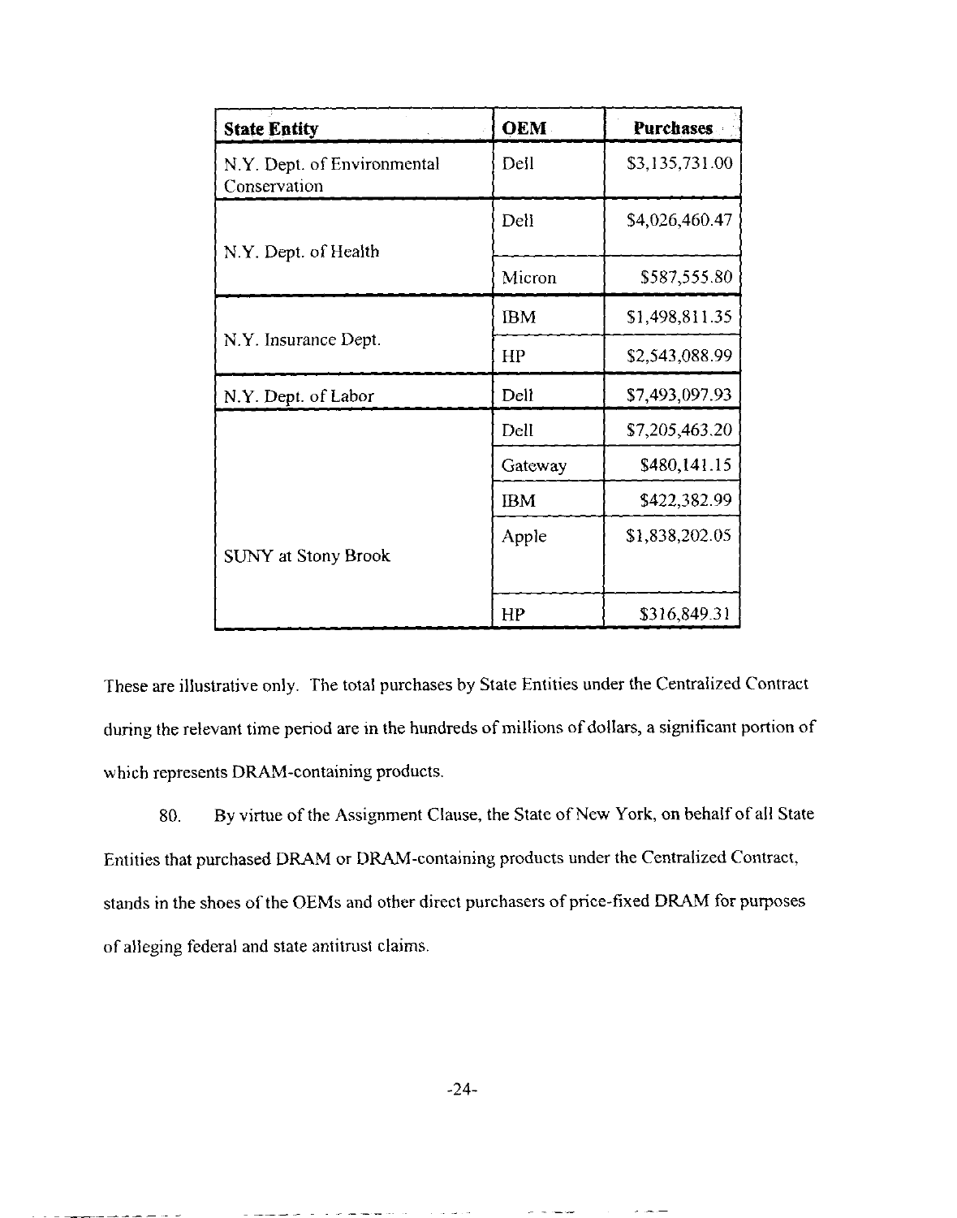| State Entity | OEM | Purchases |
| --- | --- | --- |
| N.Y. Dept. of Environmental Conservation | Dell | $3,135,731.00 |
| N.Y. Dept. of Health | Dell | $4,026,460.47 |
| | Micron | $587,555.80 |
| N.Y. Insurance Dept. | IBM | $1,498,811.35 |
| | HP | $2,543,088.99 |
| N.Y. Dept. of Labor | Dell | $7,493,097.93 |
| SUNY at Stony Brook | Dell | $7,205,463.20 |
| | Gateway | $480,141.15 |
| | IBM | $422,382.99 |
| | Apple | $1,838,202.05 |
| | HP | $316,849.31 |

These are illustrative only. The total purchases by State Entities under the Centralized Contract during the relevant time period are in the hundreds of millions of dollars, a significant portion of which represents DRAM-containing products.

80. By virtue of the Assignment Clause, the State of New York, on behalf of all State Entities that purchased DRAM or DRAM-containing products under the Centralized Contract, stands in the shoes of the OEMs and other direct purchasers of price-fixed DRAM for purposes of alleging federal and state antitrust claims.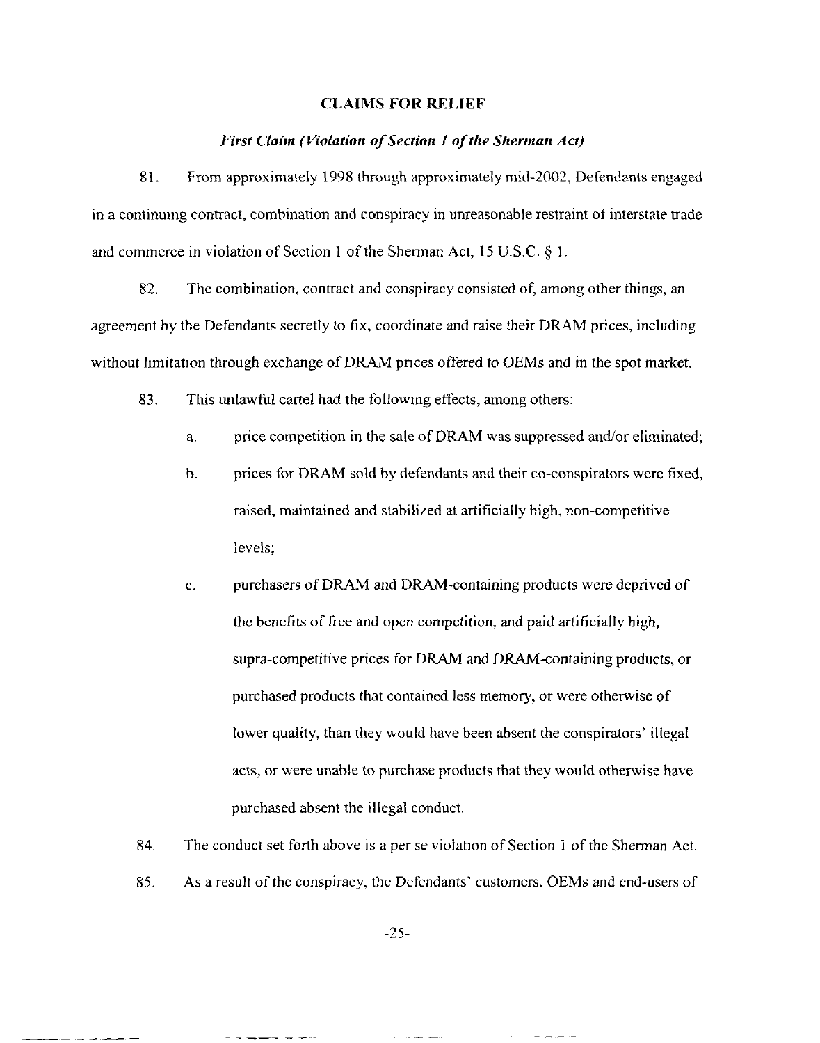## CLAIMS FOR RELIEF

### *First Claim (Violation of Section 1 of the Sherman Act)*

81. From approximately 1998 through approximately mid-2002, Defendants engaged in a continuing contract, combination and conspiracy in unreasonable restraint of interstate trade and commerce in violation of Section 1 of the Sherman Act, 15 U.S.C. § 1.

82. The combination, contract and conspiracy consisted of, among other things, an agreement by the Defendants secretly to fix, coordinate and raise their DRAM prices, including without limitation through exchange of DRAM prices offered to OEMs and in the spot market.

83. This unlawful cartel had the following effects, among others:

  a. price competition in the sale of DRAM was suppressed and/or eliminated;

  b. prices for DRAM sold by defendants and their co-conspirators were fixed, raised, maintained and stabilized at artificially high, non-competitive levels;

  c. purchasers of DRAM and DRAM-containing products were deprived of the benefits of free and open competition, and paid artificially high, supra-competitive prices for DRAM and DRAM-containing products, or purchased products that contained less memory, or were otherwise of lower quality, than they would have been absent the conspirators' illegal acts, or were unable to purchase products that they would otherwise have purchased absent the illegal conduct.

84. The conduct set forth above is a per se violation of Section 1 of the Sherman Act.

85. As a result of the conspiracy, the Defendants' customers, OEMs and end-users of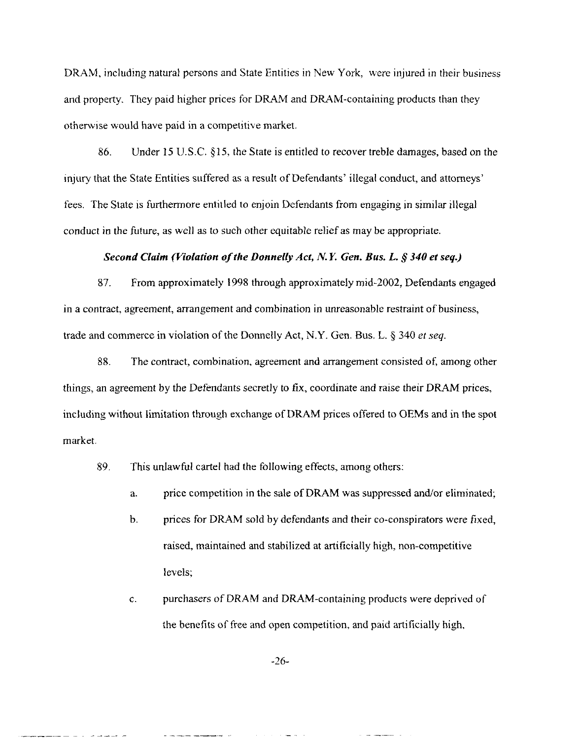DRAM, including natural persons and State Entities in New York, were injured in their business and property. They paid higher prices for DRAM and DRAM-containing products than they otherwise would have paid in a competitive market.

86. Under 15 U.S.C. §15, the State is entitled to recover treble damages, based on the injury that the State Entities suffered as a result of Defendants' illegal conduct, and attorneys' fees. The State is furthermore entitled to enjoin Defendants from engaging in similar illegal conduct in the future, as well as to such other equitable relief as may be appropriate.

***Second Claim (Violation of the Donnelly Act, N.Y. Gen. Bus. L. § 340 et seq.)***

87. From approximately 1998 through approximately mid-2002, Defendants engaged in a contract, agreement, arrangement and combination in unreasonable restraint of business, trade and commerce in violation of the Donnelly Act, N.Y. Gen. Bus. L. § 340 *et seq.*

88. The contract, combination, agreement and arrangement consisted of, among other things, an agreement by the Defendants secretly to fix, coordinate and raise their DRAM prices, including without limitation through exchange of DRAM prices offered to OEMs and in the spot market.

89. This unlawful cartel had the following effects, among others:

a. price competition in the sale of DRAM was suppressed and/or eliminated;

b. prices for DRAM sold by defendants and their co-conspirators were fixed, raised, maintained and stabilized at artificially high, non-competitive levels;

c. purchasers of DRAM and DRAM-containing products were deprived of the benefits of free and open competition, and paid artificially high,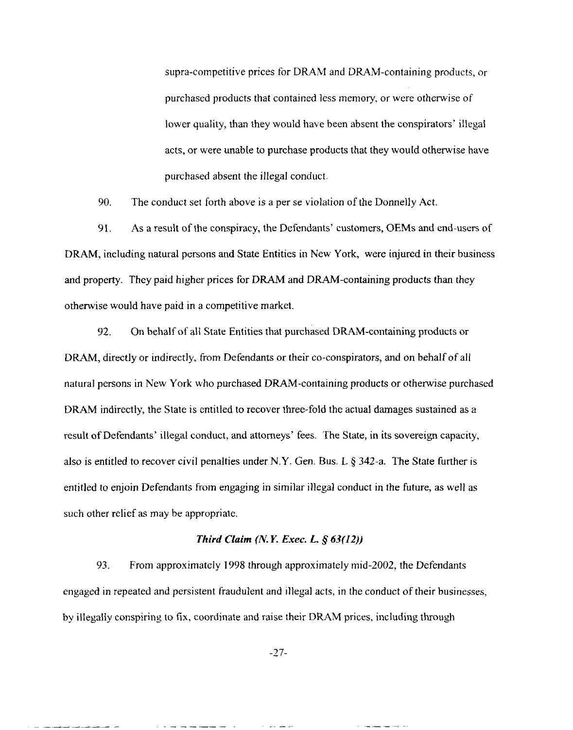> supra-competitive prices for DRAM and DRAM-containing products, or purchased products that contained less memory, or were otherwise of lower quality, than they would have been absent the conspirators' illegal acts, or were unable to purchase products that they would otherwise have purchased absent the illegal conduct.

90. The conduct set forth above is a per se violation of the Donnelly Act.

91. As a result of the conspiracy, the Defendants' customers, OEMs and end-users of DRAM, including natural persons and State Entities in New York, were injured in their business and property. They paid higher prices for DRAM and DRAM-containing products than they otherwise would have paid in a competitive market.

92. On behalf of all State Entities that purchased DRAM-containing products or DRAM, directly or indirectly, from Defendants or their co-conspirators, and on behalf of all natural persons in New York who purchased DRAM-containing products or otherwise purchased DRAM indirectly, the State is entitled to recover three-fold the actual damages sustained as a result of Defendants' illegal conduct, and attorneys' fees. The State, in its sovereign capacity, also is entitled to recover civil penalties under N.Y. Gen. Bus. L § 342-a. The State further is entitled to enjoin Defendants from engaging in similar illegal conduct in the future, as well as such other relief as may be appropriate.

### *Third Claim (N.Y. Exec. L. § 63(12))*

93. From approximately 1998 through approximately mid-2002, the Defendants engaged in repeated and persistent fraudulent and illegal acts, in the conduct of their businesses, by illegally conspiring to fix, coordinate and raise their DRAM prices, including through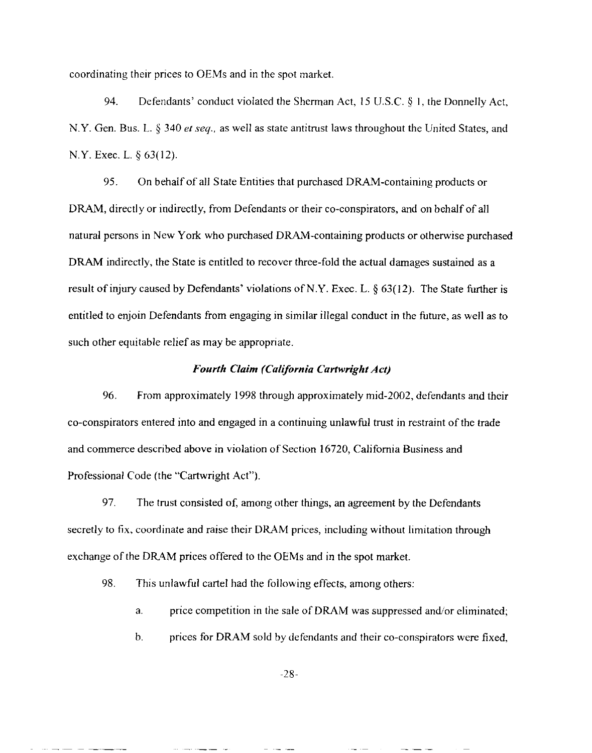coordinating their prices to OEMs and in the spot market.

94. Defendants' conduct violated the Sherman Act, 15 U.S.C. § 1, the Donnelly Act, N.Y. Gen. Bus. L. § 340 *et seq.*, as well as state antitrust laws throughout the United States, and N.Y. Exec. L. § 63(12).

95. On behalf of all State Entities that purchased DRAM-containing products or DRAM, directly or indirectly, from Defendants or their co-conspirators, and on behalf of all natural persons in New York who purchased DRAM-containing products or otherwise purchased DRAM indirectly, the State is entitled to recover three-fold the actual damages sustained as a result of injury caused by Defendants' violations of N.Y. Exec. L. § 63(12). The State further is entitled to enjoin Defendants from engaging in similar illegal conduct in the future, as well as to such other equitable relief as may be appropriate.

### *Fourth Claim (California Cartwright Act)*

96. From approximately 1998 through approximately mid-2002, defendants and their co-conspirators entered into and engaged in a continuing unlawful trust in restraint of the trade and commerce described above in violation of Section 16720, California Business and Professional Code (the "Cartwright Act").

97. The trust consisted of, among other things, an agreement by the Defendants secretly to fix, coordinate and raise their DRAM prices, including without limitation through exchange of the DRAM prices offered to the OEMs and in the spot market.

98. This unlawful cartel had the following effects, among others:

a. price competition in the sale of DRAM was suppressed and/or eliminated;

b. prices for DRAM sold by defendants and their co-conspirators were fixed,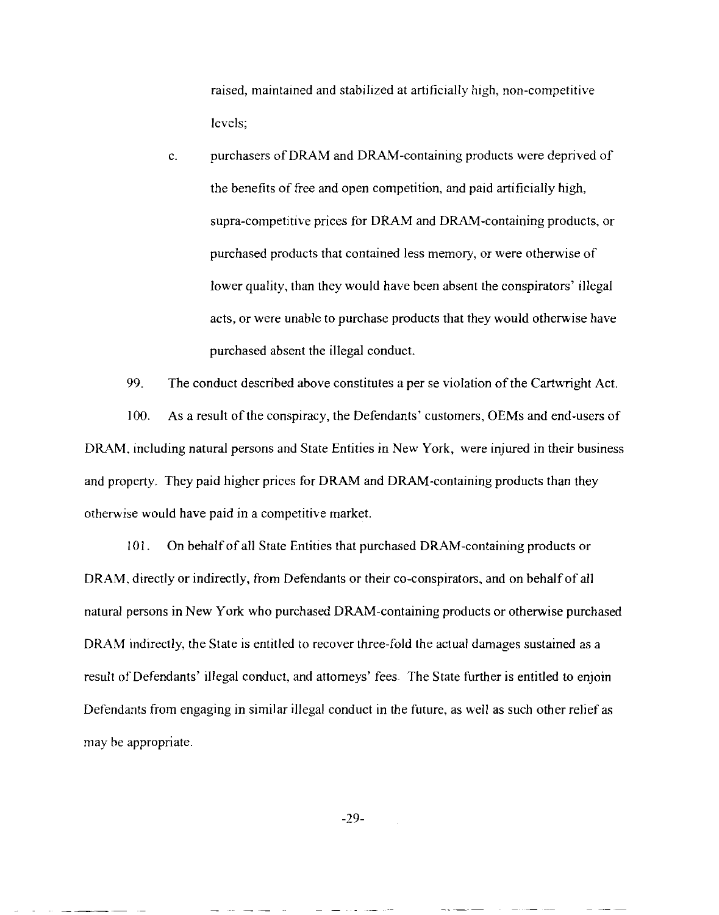raised, maintained and stabilized at artificially high, non-competitive levels;

c. purchasers of DRAM and DRAM-containing products were deprived of the benefits of free and open competition, and paid artificially high, supra-competitive prices for DRAM and DRAM-containing products, or purchased products that contained less memory, or were otherwise of lower quality, than they would have been absent the conspirators' illegal acts, or were unable to purchase products that they would otherwise have purchased absent the illegal conduct.

99. The conduct described above constitutes a per se violation of the Cartwright Act.

100. As a result of the conspiracy, the Defendants' customers, OEMs and end-users of DRAM, including natural persons and State Entities in New York, were injured in their business and property. They paid higher prices for DRAM and DRAM-containing products than they otherwise would have paid in a competitive market.

101. On behalf of all State Entities that purchased DRAM-containing products or DRAM, directly or indirectly, from Defendants or their co-conspirators, and on behalf of all natural persons in New York who purchased DRAM-containing products or otherwise purchased DRAM indirectly, the State is entitled to recover three-fold the actual damages sustained as a result of Defendants' illegal conduct, and attorneys' fees. The State further is entitled to enjoin Defendants from engaging in similar illegal conduct in the future, as well as such other relief as may be appropriate.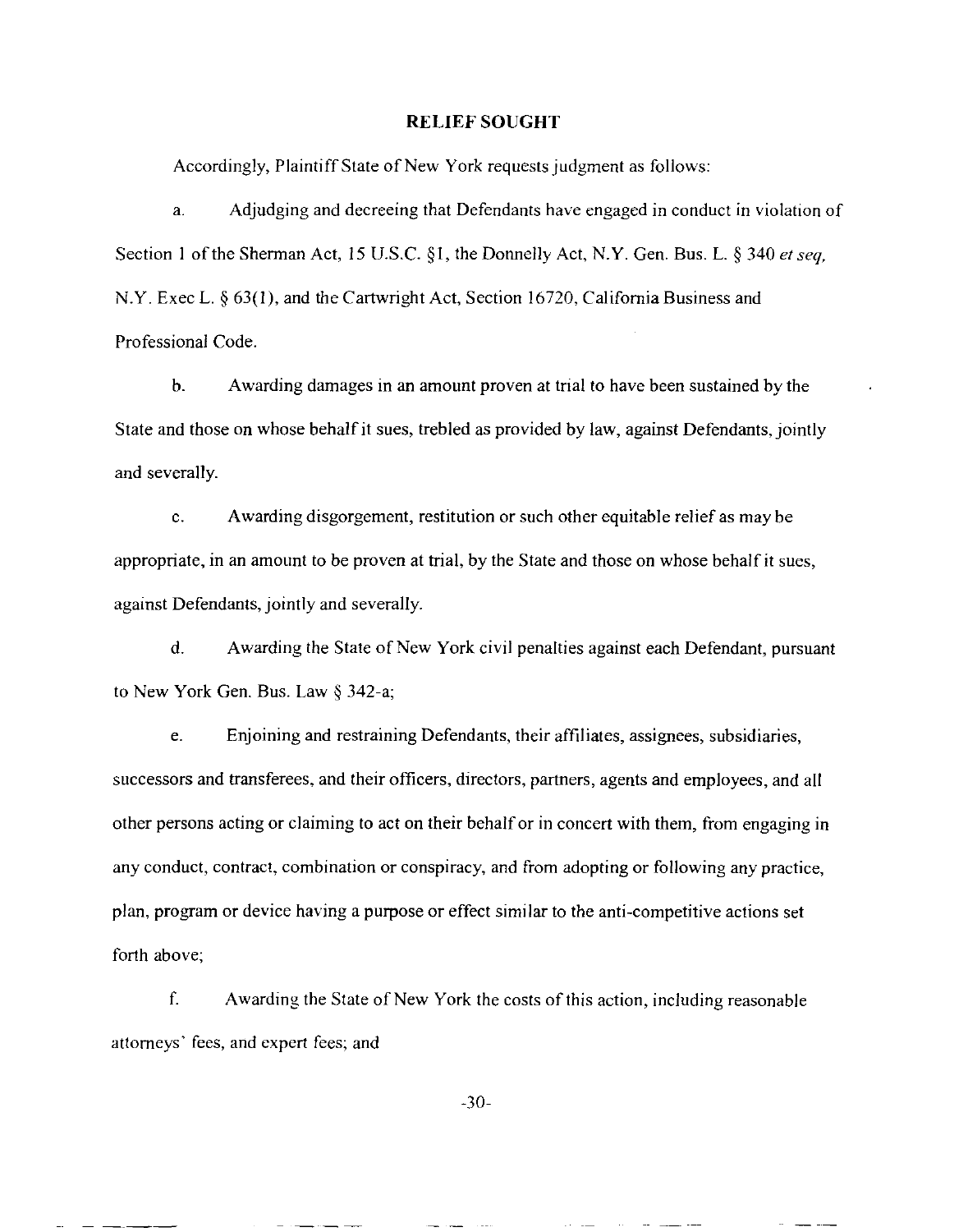## RELIEF SOUGHT

Accordingly, Plaintiff State of New York requests judgment as follows:

a. Adjudging and decreeing that Defendants have engaged in conduct in violation of Section 1 of the Sherman Act, 15 U.S.C. §1, the Donnelly Act, N.Y. Gen. Bus. L. § 340 *et seq*, N.Y. Exec L. § 63(1), and the Cartwright Act, Section 16720, California Business and Professional Code.

b. Awarding damages in an amount proven at trial to have been sustained by the State and those on whose behalf it sues, trebled as provided by law, against Defendants, jointly and severally.

c. Awarding disgorgement, restitution or such other equitable relief as may be appropriate, in an amount to be proven at trial, by the State and those on whose behalf it sues, against Defendants, jointly and severally.

d. Awarding the State of New York civil penalties against each Defendant, pursuant to New York Gen. Bus. Law § 342-a;

e. Enjoining and restraining Defendants, their affiliates, assignees, subsidiaries, successors and transferees, and their officers, directors, partners, agents and employees, and all other persons acting or claiming to act on their behalf or in concert with them, from engaging in any conduct, contract, combination or conspiracy, and from adopting or following any practice, plan, program or device having a purpose or effect similar to the anti-competitive actions set forth above;

f. Awarding the State of New York the costs of this action, including reasonable attorneys' fees, and expert fees; and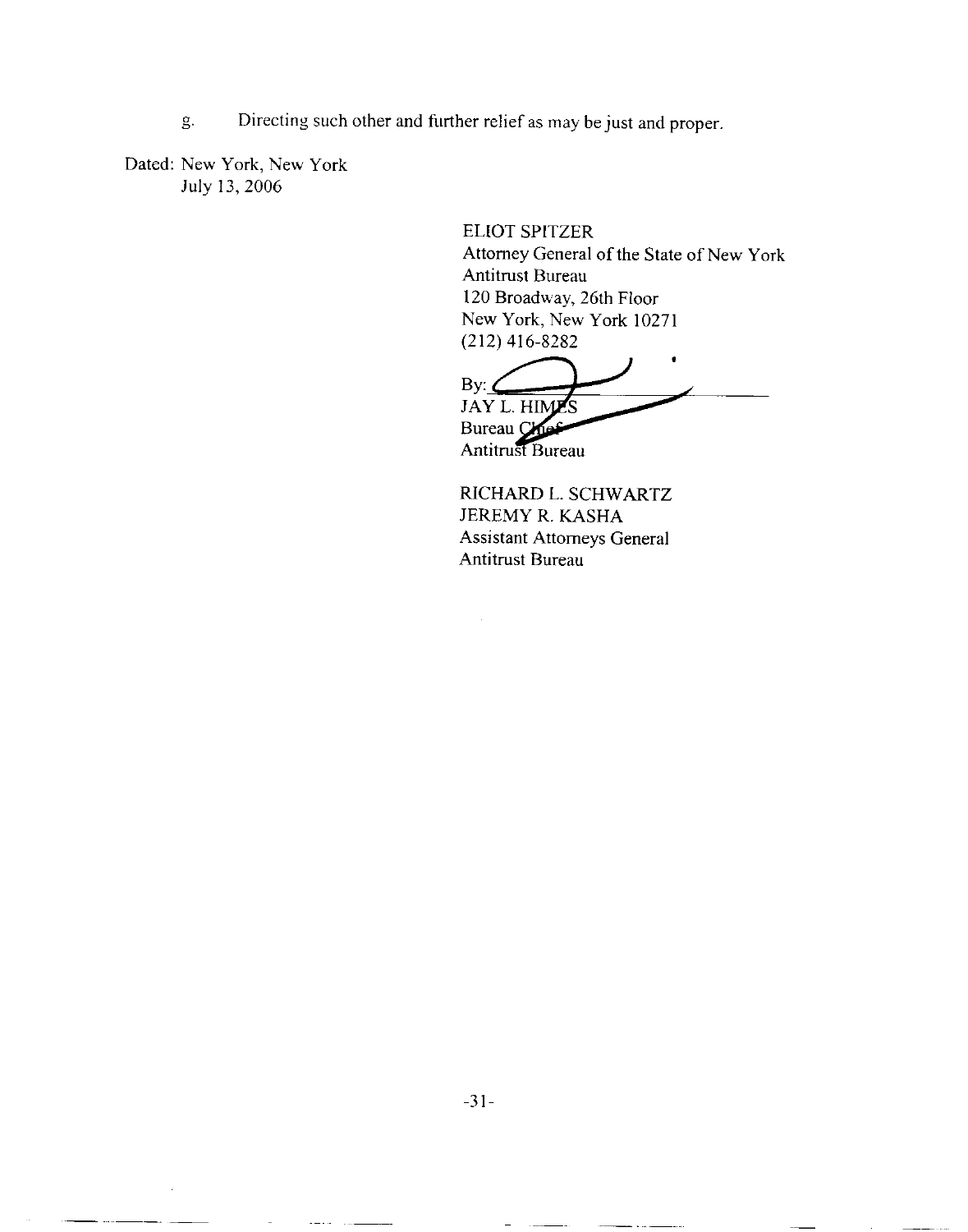g. Directing such other and further relief as may be just and proper.

Dated: New York, New York
July 13, 2006

ELIOT SPITZER
Attorney General of the State of New York
Antitrust Bureau
120 Broadway, 26th Floor
New York, New York 10271
(212) 416-8282

By: ______________________
JAY L. HIMES
Bureau Chief
Antitrust Bureau

RICHARD L. SCHWARTZ
JEREMY R. KASHA
Assistant Attorneys General
Antitrust Bureau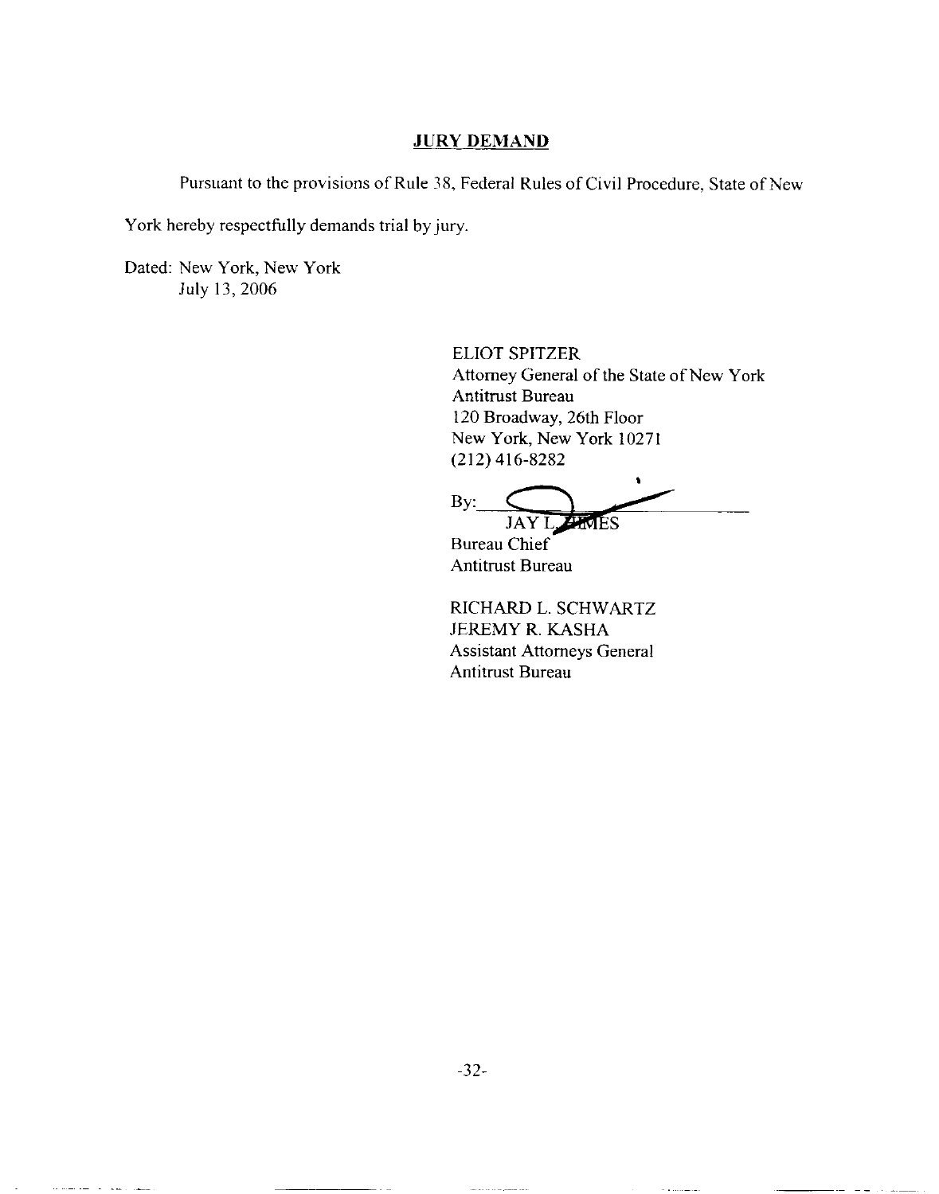## JURY DEMAND

Pursuant to the provisions of Rule 38, Federal Rules of Civil Procedure, State of New York hereby respectfully demands trial by jury.

Dated: New York, New York
July 13, 2006

ELIOT SPITZER
Attorney General of the State of New York
Antitrust Bureau
120 Broadway, 26th Floor
New York, New York 10271
(212) 416-8282

By: ______________________
JAY L. HIMES
Bureau Chief
Antitrust Bureau

RICHARD L. SCHWARTZ
JEREMY R. KASHA
Assistant Attorneys General
Antitrust Bureau